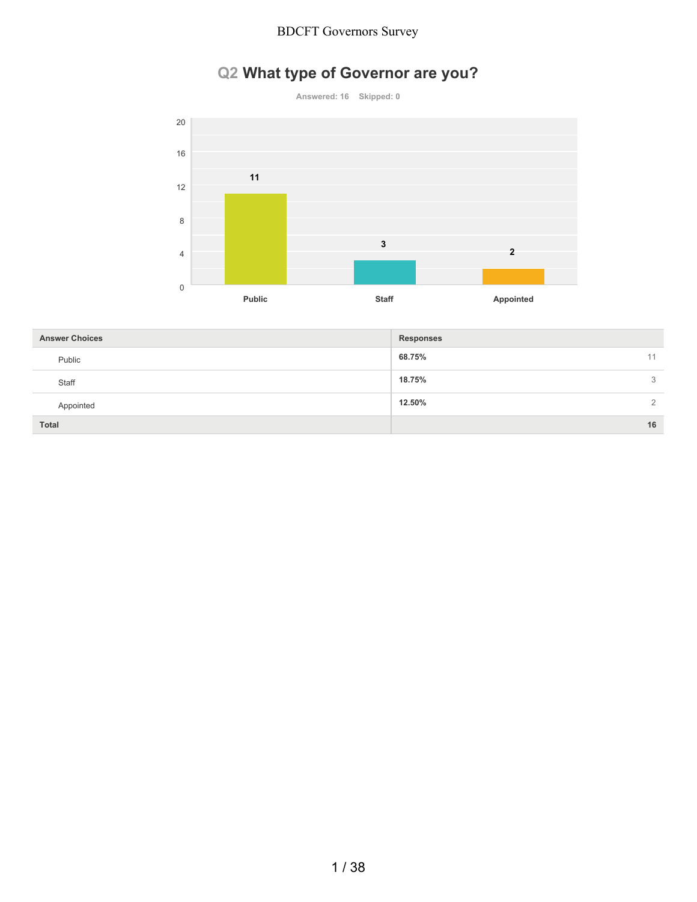# Q2 What type of Governor are you?

Answered: 16 Skipped: 0

| Answer Choices | Responses | |
|---|---|---|
| Public | 68.75% | 11 |
| Staff | 18.75% | 3 |
| Appointed | 12.50% | 2 |
| **Total** | | **16** |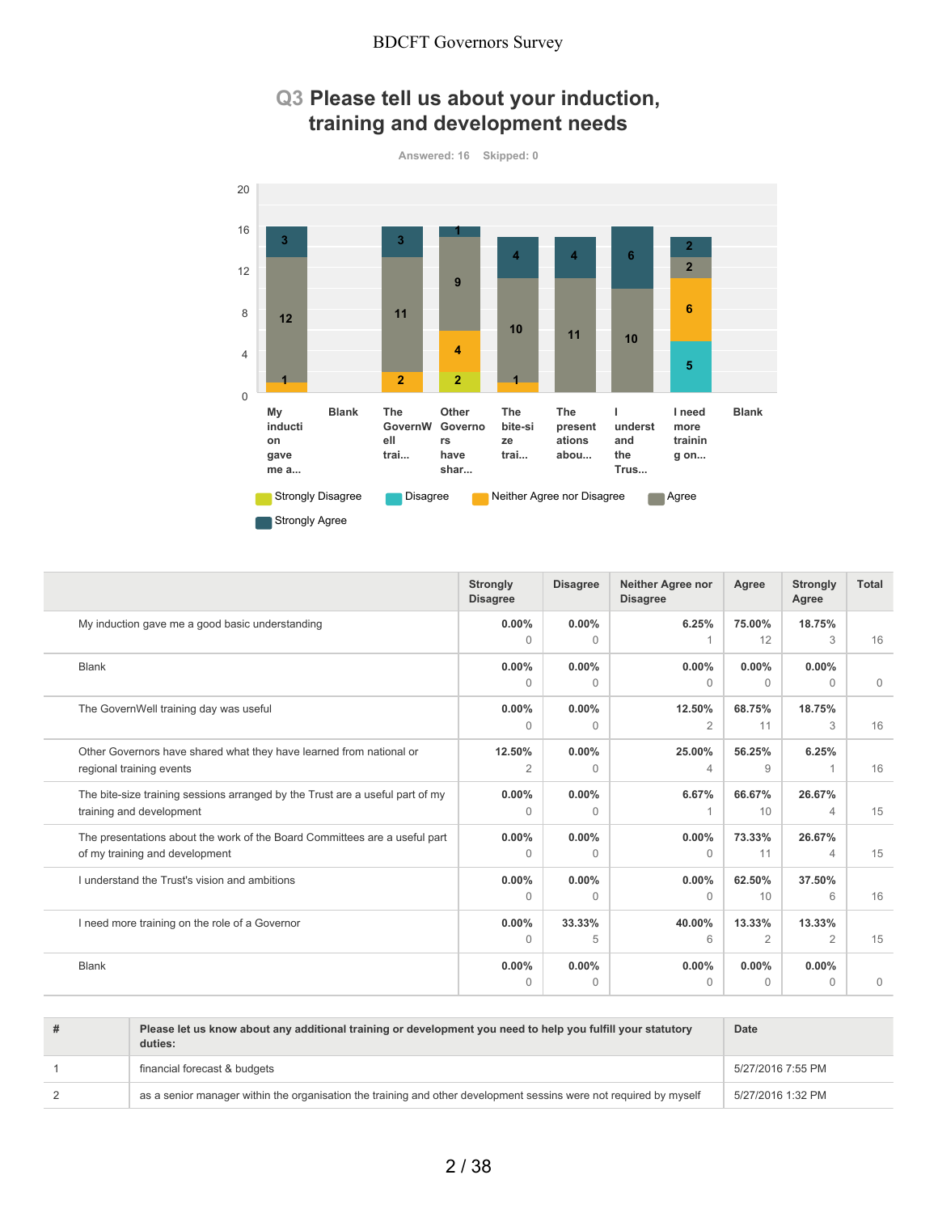# Q3 Please tell us about your induction, training and development needs

Answered: 16 Skipped: 0

|  | Strongly Disagree | Disagree | Neither Agree nor Disagree | Agree | Strongly Agree | Total |
|---|---|---|---|---|---|---|
| My induction gave me a good basic understanding | 0.00%<br>0 | 0.00%<br>0 | 6.25%<br>1 | 75.00%<br>12 | 18.75%<br>3 | 16 |
| Blank | 0.00%<br>0 | 0.00%<br>0 | 0.00%<br>0 | 0.00%<br>0 | 0.00%<br>0 | 0 |
| The GovernWell training day was useful | 0.00%<br>0 | 0.00%<br>0 | 12.50%<br>2 | 68.75%<br>11 | 18.75%<br>3 | 16 |
| Other Governors have shared what they have learned from national or regional training events | 12.50%<br>2 | 0.00%<br>0 | 25.00%<br>4 | 56.25%<br>9 | 6.25%<br>1 | 16 |
| The bite-size training sessions arranged by the Trust are a useful part of my training and development | 0.00%<br>0 | 0.00%<br>0 | 6.67%<br>1 | 66.67%<br>10 | 26.67%<br>4 | 15 |
| The presentations about the work of the Board Committees are a useful part of my training and development | 0.00%<br>0 | 0.00%<br>0 | 0.00%<br>0 | 73.33%<br>11 | 26.67%<br>4 | 15 |
| I understand the Trust's vision and ambitions | 0.00%<br>0 | 0.00%<br>0 | 0.00%<br>0 | 62.50%<br>10 | 37.50%<br>6 | 16 |
| I need more training on the role of a Governor | 0.00%<br>0 | 33.33%<br>5 | 40.00%<br>6 | 13.33%<br>2 | 13.33%<br>2 | 15 |
| Blank | 0.00%<br>0 | 0.00%<br>0 | 0.00%<br>0 | 0.00%<br>0 | 0.00%<br>0 | 0 |

| # | Please let us know about any additional training or development you need to help you fulfill your statutory duties: | Date |
|---|---|---|
| 1 | financial forecast & budgets | 5/27/2016 7:55 PM |
| 2 | as a senior manager within the organisation the training and other development sessins were not required by myself | 5/27/2016 1:32 PM |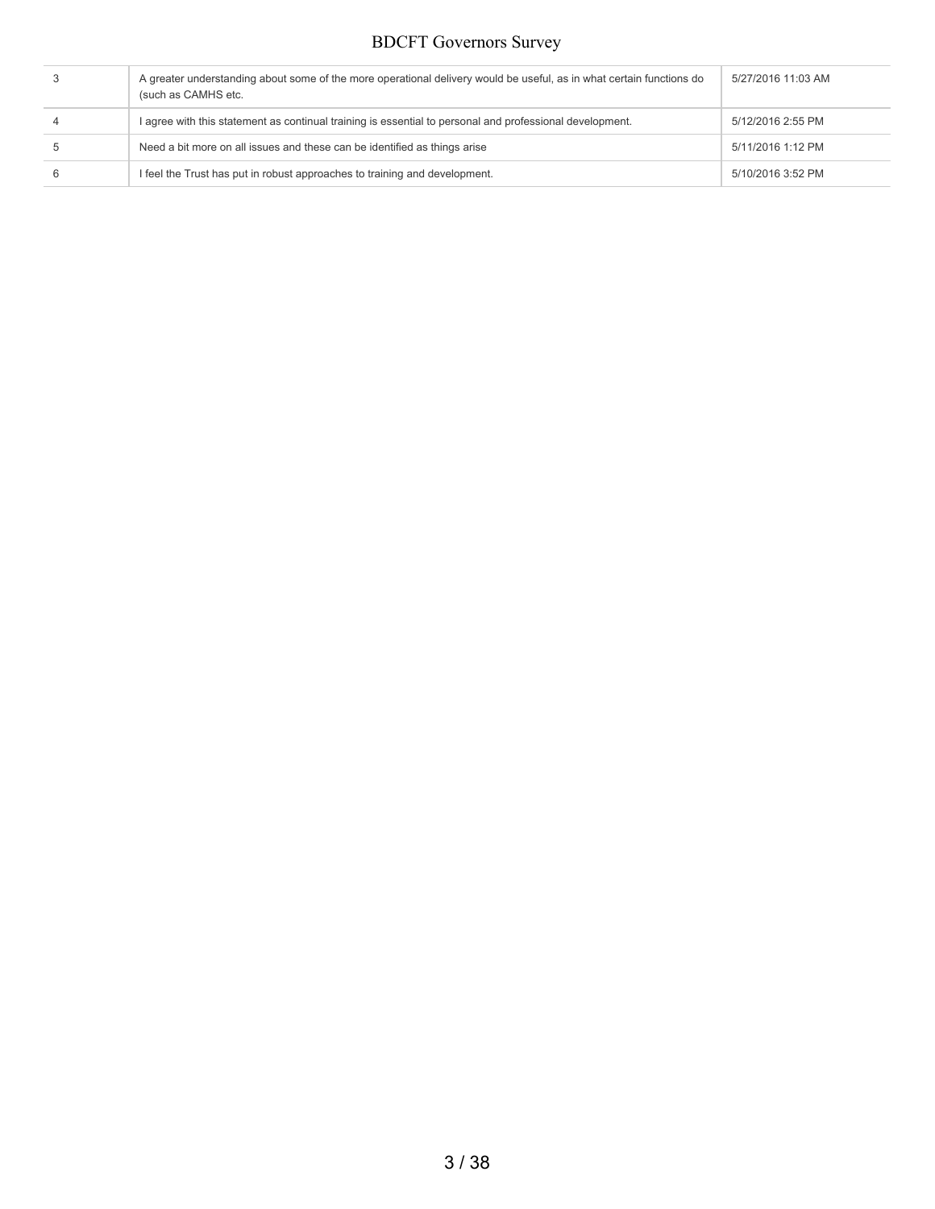| | | |
|---|---|---|
| 3 | A greater understanding about some of the more operational delivery would be useful, as in what certain functions do (such as CAMHS etc. | 5/27/2016 11:03 AM |
| 4 | I agree with this statement as continual training is essential to personal and professional development. | 5/12/2016 2:55 PM |
| 5 | Need a bit more on all issues and these can be identified as things arise | 5/11/2016 1:12 PM |
| 6 | I feel the Trust has put in robust approaches to training and development. | 5/10/2016 3:52 PM |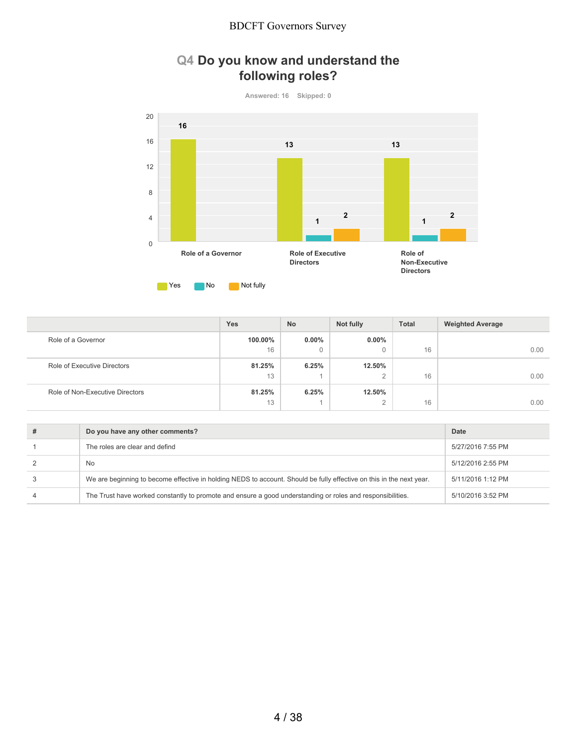## Q4 Do you know and understand the following roles?

Answered: 16 Skipped: 0

| | Yes | No | Not fully | Total | Weighted Average |
|---|---|---|---|---|---|
| Role of a Governor | **100.00%** 16 | **0.00%** 0 | **0.00%** 0 | 16 | 0.00 |
| Role of Executive Directors | **81.25%** 13 | **6.25%** 1 | **12.50%** 2 | 16 | 0.00 |
| Role of Non-Executive Directors | **81.25%** 13 | **6.25%** 1 | **12.50%** 2 | 16 | 0.00 |

| # | Do you have any other comments? | Date |
|---|---|---|
| 1 | The roles are clear and defind | 5/27/2016 7:55 PM |
| 2 | No | 5/12/2016 2:55 PM |
| 3 | We are beginning to become effective in holding NEDS to account. Should be fully effective on this in the next year. | 5/11/2016 1:12 PM |
| 4 | The Trust have worked constantly to promote and ensure a good understanding or roles and responsibilities. | 5/10/2016 3:52 PM |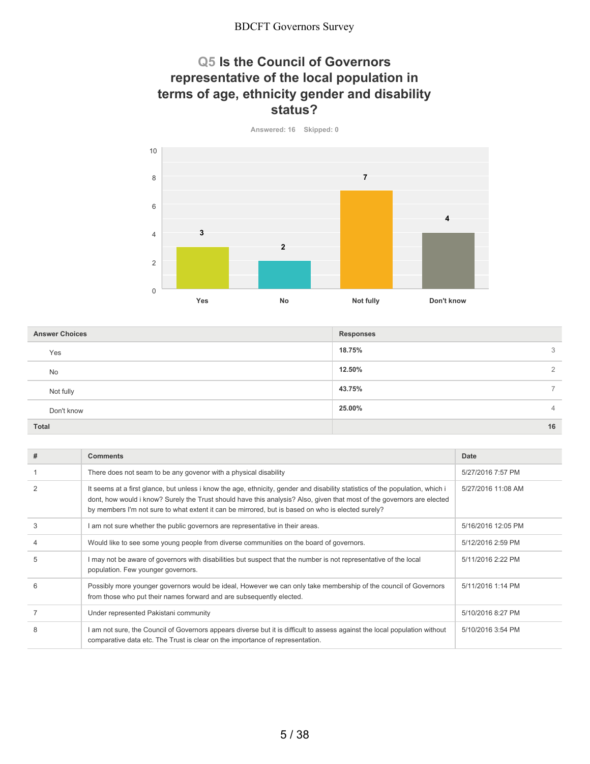## Q5 Is the Council of Governors representative of the local population in terms of age, ethnicity gender and disability status?

Answered: 16 Skipped: 0

| Answer Choices | Responses | |
|---|---|---|
| Yes | 18.75% | 3 |
| No | 12.50% | 2 |
| Not fully | 43.75% | 7 |
| Don't know | 25.00% | 4 |
| **Total** | | **16** |

| # | Comments | Date |
|---|---|---|
| 1 | There does not seam to be any govenor with a physical disability | 5/27/2016 7:57 PM |
| 2 | It seems at a first glance, but unless i know the age, ethnicity, gender and disability statistics of the population, which i dont, how would i know? Surely the Trust should have this analysis? Also, given that most of the governors are elected by members I'm not sure to what extent it can be mirrored, but is based on who is elected surely? | 5/27/2016 11:08 AM |
| 3 | I am not sure whether the public governors are representative in their areas. | 5/16/2016 12:05 PM |
| 4 | Would like to see some young people from diverse communities on the board of governors. | 5/12/2016 2:59 PM |
| 5 | I may not be aware of governors with disabilities but suspect that the number is not representative of the local population. Few younger governors. | 5/11/2016 2:22 PM |
| 6 | Possibly more younger governors would be ideal, However we can only take membership of the council of Governors from those who put their names forward and are subsequently elected. | 5/11/2016 1:14 PM |
| 7 | Under represented Pakistani community | 5/10/2016 8:27 PM |
| 8 | I am not sure, the Council of Governors appears diverse but it is difficult to assess against the local population without comparative data etc. The Trust is clear on the importance of representation. | 5/10/2016 3:54 PM |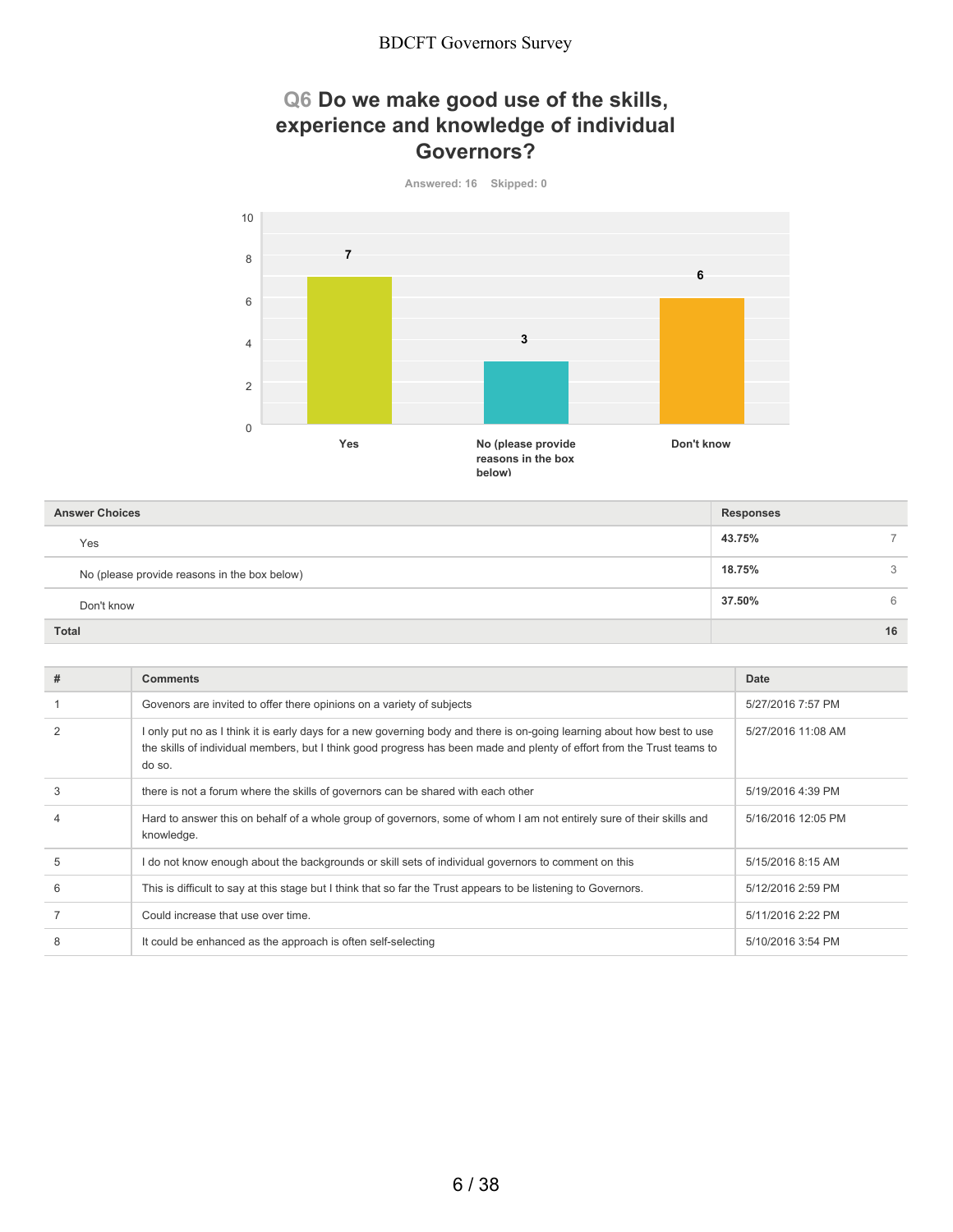## Q6 Do we make good use of the skills, experience and knowledge of individual Governors?

Answered: 16 Skipped: 0

| Answer Choices | Responses | |
|---|---|---|
| Yes | 43.75% | 7 |
| No (please provide reasons in the box below) | 18.75% | 3 |
| Don't know | 37.50% | 6 |
| **Total** | | **16** |

| # | Comments | Date |
|---|---|---|
| 1 | Govenors are invited to offer there opinions on a variety of subjects | 5/27/2016 7:57 PM |
| 2 | I only put no as I think it is early days for a new governing body and there is on-going learning about how best to use the skills of individual members, but I think good progress has been made and plenty of effort from the Trust teams to do so. | 5/27/2016 11:08 AM |
| 3 | there is not a forum where the skills of governors can be shared with each other | 5/19/2016 4:39 PM |
| 4 | Hard to answer this on behalf of a whole group of governors, some of whom I am not entirely sure of their skills and knowledge. | 5/16/2016 12:05 PM |
| 5 | I do not know enough about the backgrounds or skill sets of individual governors to comment on this | 5/15/2016 8:15 AM |
| 6 | This is difficult to say at this stage but I think that so far the Trust appears to be listening to Governors. | 5/12/2016 2:59 PM |
| 7 | Could increase that use over time. | 5/11/2016 2:22 PM |
| 8 | It could be enhanced as the approach is often self-selecting | 5/10/2016 3:54 PM |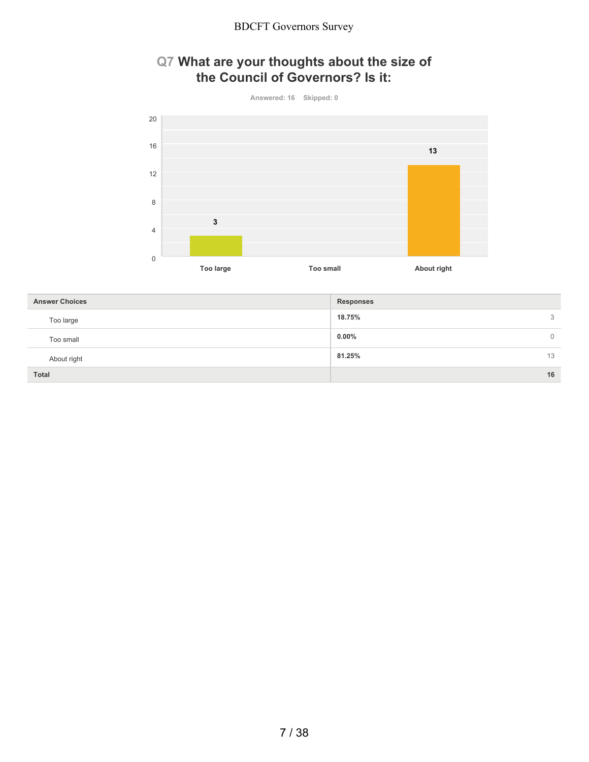## Q7 What are your thoughts about the size of the Council of Governors? Is it:

Answered: 16 Skipped: 0

| Answer Choices | Responses | |
|---|---|---|
| Too large | 18.75% | 3 |
| Too small | 0.00% | 0 |
| About right | 81.25% | 13 |
| **Total** | | **16** |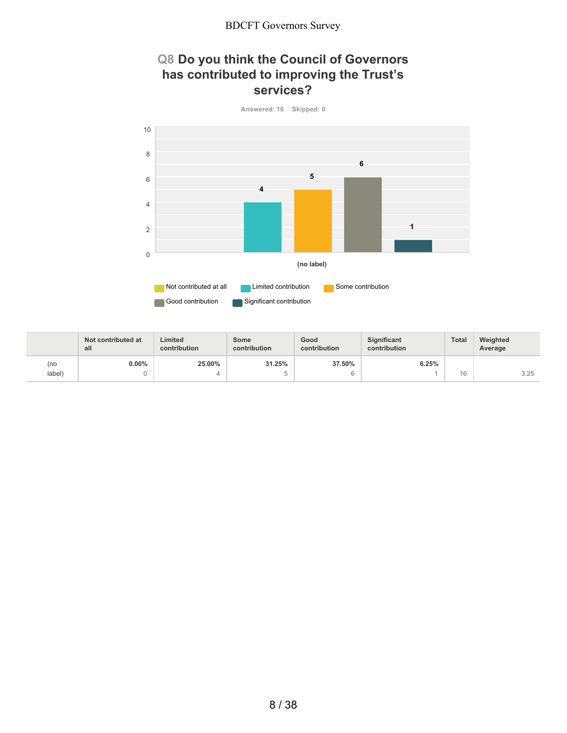## Q8 Do you think the Council of Governors has contributed to improving the Trust's services?

Answered: 16 Skipped: 0

| | Not contributed at all | Limited contribution | Some contribution | Good contribution | Significant contribution | Total | Weighted Average |
|---|---|---|---|---|---|---|---|
| (no label) | 0.00%<br>0 | 25.00%<br>4 | 31.25%<br>5 | 37.50%<br>6 | 6.25%<br>1 | 16 | 3.25 |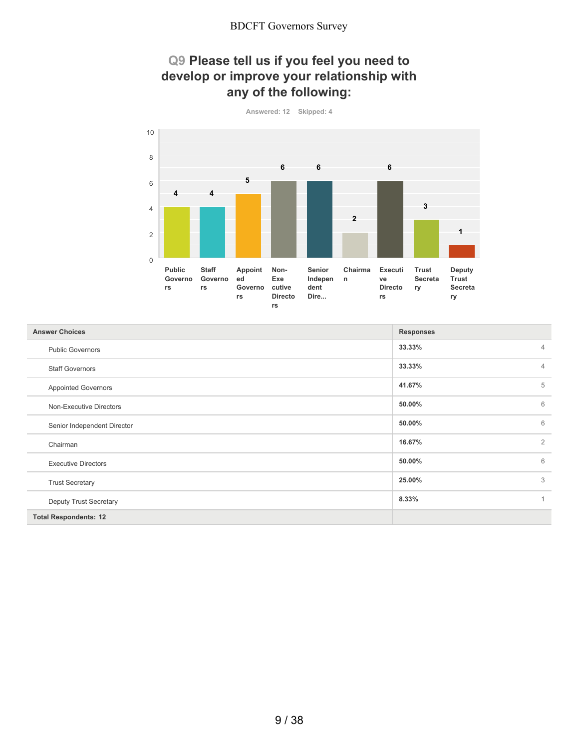## Q9 Please tell us if you feel you need to develop or improve your relationship with any of the following:

Answered: 12 Skipped: 4

| Answer Choices | Responses | |
|---|---|---|
| Public Governors | 33.33% | 4 |
| Staff Governors | 33.33% | 4 |
| Appointed Governors | 41.67% | 5 |
| Non-Executive Directors | 50.00% | 6 |
| Senior Independent Director | 50.00% | 6 |
| Chairman | 16.67% | 2 |
| Executive Directors | 50.00% | 6 |
| Trust Secretary | 25.00% | 3 |
| Deputy Trust Secretary | 8.33% | 1 |
| **Total Respondents: 12** | | |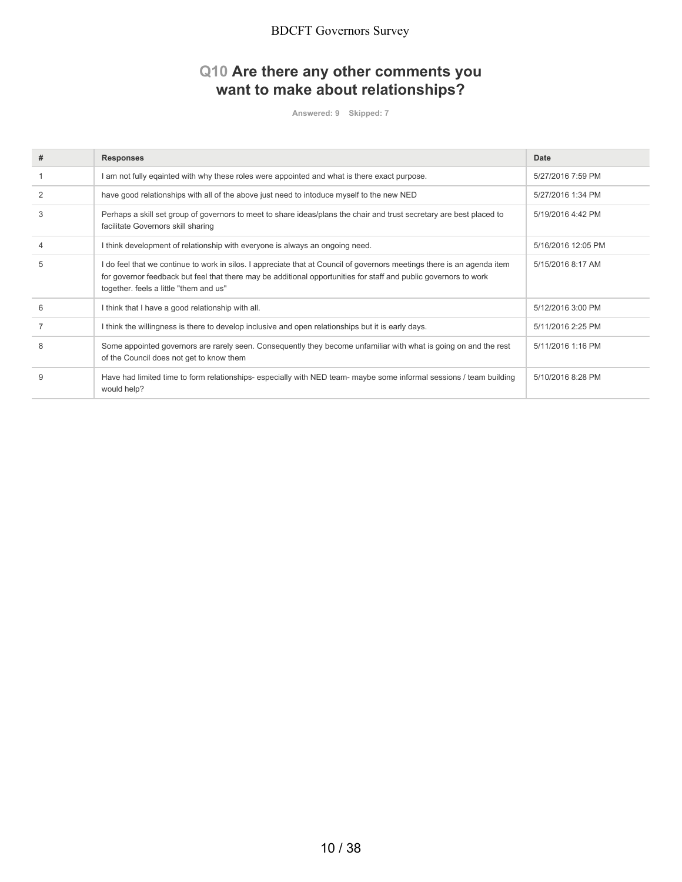# Q10 Are there any other comments you want to make about relationships?

Answered: 9 Skipped: 7

| # | Responses | Date |
|---|---|---|
| 1 | I am not fully eqainted with why these roles were appointed and what is there exact purpose. | 5/27/2016 7:59 PM |
| 2 | have good relationships with all of the above just need to intoduce myself to the new NED | 5/27/2016 1:34 PM |
| 3 | Perhaps a skill set group of governors to meet to share ideas/plans the chair and trust secretary are best placed to facilitate Governors skill sharing | 5/19/2016 4:42 PM |
| 4 | I think development of relationship with everyone is always an ongoing need. | 5/16/2016 12:05 PM |
| 5 | I do feel that we continue to work in silos. I appreciate that at Council of governors meetings there is an agenda item for governor feedback but feel that there may be additional opportunities for staff and public governors to work together. feels a little "them and us" | 5/15/2016 8:17 AM |
| 6 | I think that I have a good relationship with all. | 5/12/2016 3:00 PM |
| 7 | I think the willingness is there to develop inclusive and open relationships but it is early days. | 5/11/2016 2:25 PM |
| 8 | Some appointed governors are rarely seen. Consequently they become unfamiliar with what is going on and the rest of the Council does not get to know them | 5/11/2016 1:16 PM |
| 9 | Have had limited time to form relationships- especially with NED team- maybe some informal sessions / team building would help? | 5/10/2016 8:28 PM |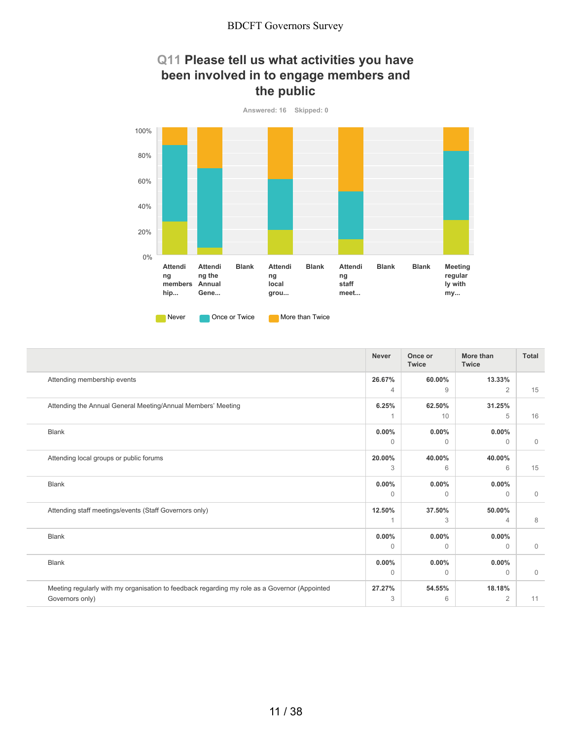## Q11 Please tell us what activities you have been involved in to engage members and the public

Answered: 16 Skipped: 0

| | Never | Once or Twice | More than Twice | Total |
|---|---|---|---|---|
| Attending membership events | 26.67% 4 | 60.00% 9 | 13.33% 2 | 15 |
| Attending the Annual General Meeting/Annual Members' Meeting | 6.25% 1 | 62.50% 10 | 31.25% 5 | 16 |
| Blank | 0.00% 0 | 0.00% 0 | 0.00% 0 | 0 |
| Attending local groups or public forums | 20.00% 3 | 40.00% 6 | 40.00% 6 | 15 |
| Blank | 0.00% 0 | 0.00% 0 | 0.00% 0 | 0 |
| Attending staff meetings/events (Staff Governors only) | 12.50% 1 | 37.50% 3 | 50.00% 4 | 8 |
| Blank | 0.00% 0 | 0.00% 0 | 0.00% 0 | 0 |
| Blank | 0.00% 0 | 0.00% 0 | 0.00% 0 | 0 |
| Meeting regularly with my organisation to feedback regarding my role as a Governor (Appointed Governors only) | 27.27% 3 | 54.55% 6 | 18.18% 2 | 11 |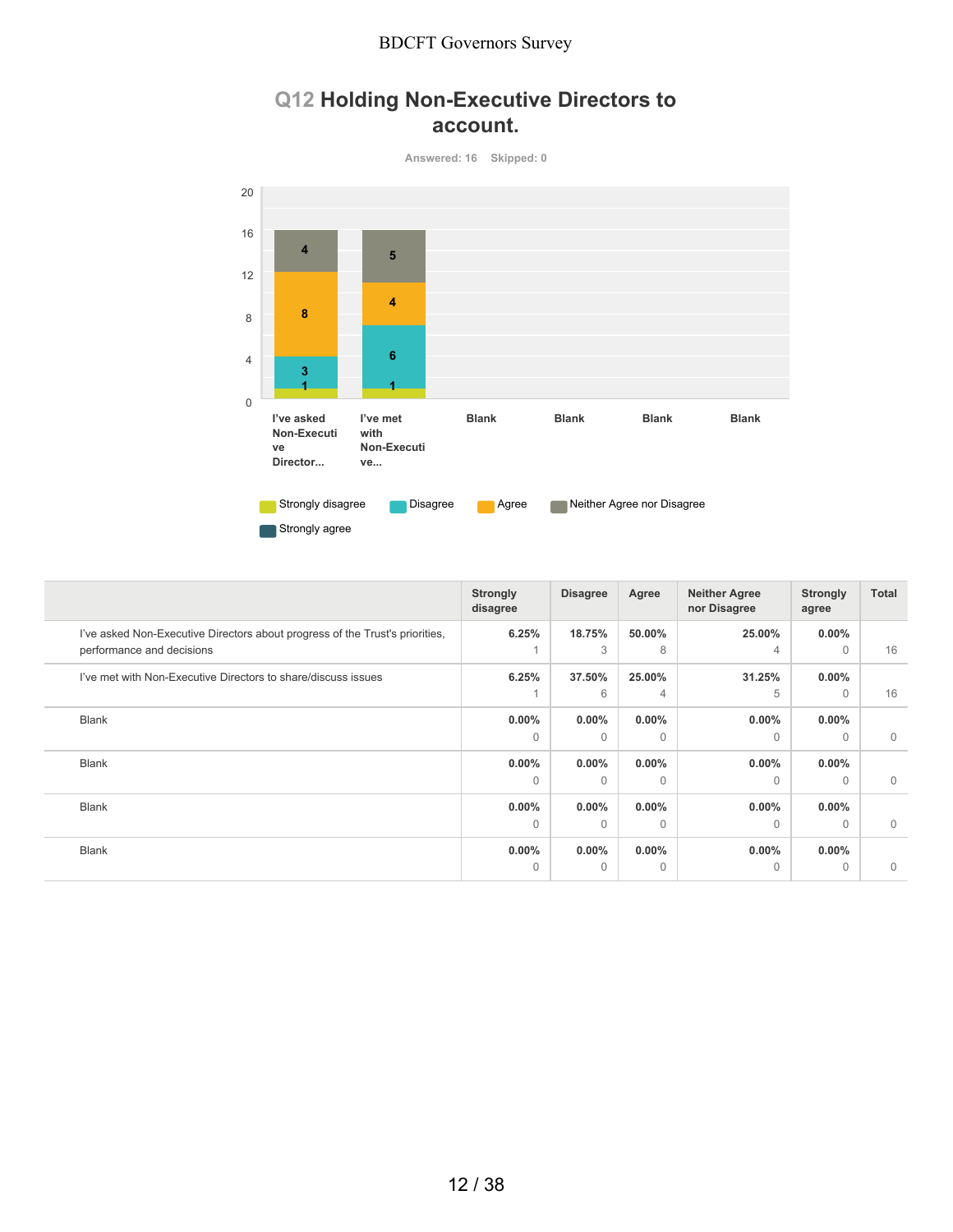## Q12 Holding Non-Executive Directors to account.

Answered: 16 Skipped: 0

Strongly disagree | Disagree | Agree | Neither Agree nor Disagree | Strongly agree

| | Strongly disagree | Disagree | Agree | Neither Agree nor Disagree | Strongly agree | Total |
|---|---|---|---|---|---|---|
| I've asked Non-Executive Directors about progress of the Trust's priorities, performance and decisions | 6.25% 1 | 18.75% 3 | 50.00% 8 | 25.00% 4 | 0.00% 0 | 16 |
| I've met with Non-Executive Directors to share/discuss issues | 6.25% 1 | 37.50% 6 | 25.00% 4 | 31.25% 5 | 0.00% 0 | 16 |
| Blank | 0.00% 0 | 0.00% 0 | 0.00% 0 | 0.00% 0 | 0.00% 0 | 0 |
| Blank | 0.00% 0 | 0.00% 0 | 0.00% 0 | 0.00% 0 | 0.00% 0 | 0 |
| Blank | 0.00% 0 | 0.00% 0 | 0.00% 0 | 0.00% 0 | 0.00% 0 | 0 |
| Blank | 0.00% 0 | 0.00% 0 | 0.00% 0 | 0.00% 0 | 0.00% 0 | 0 |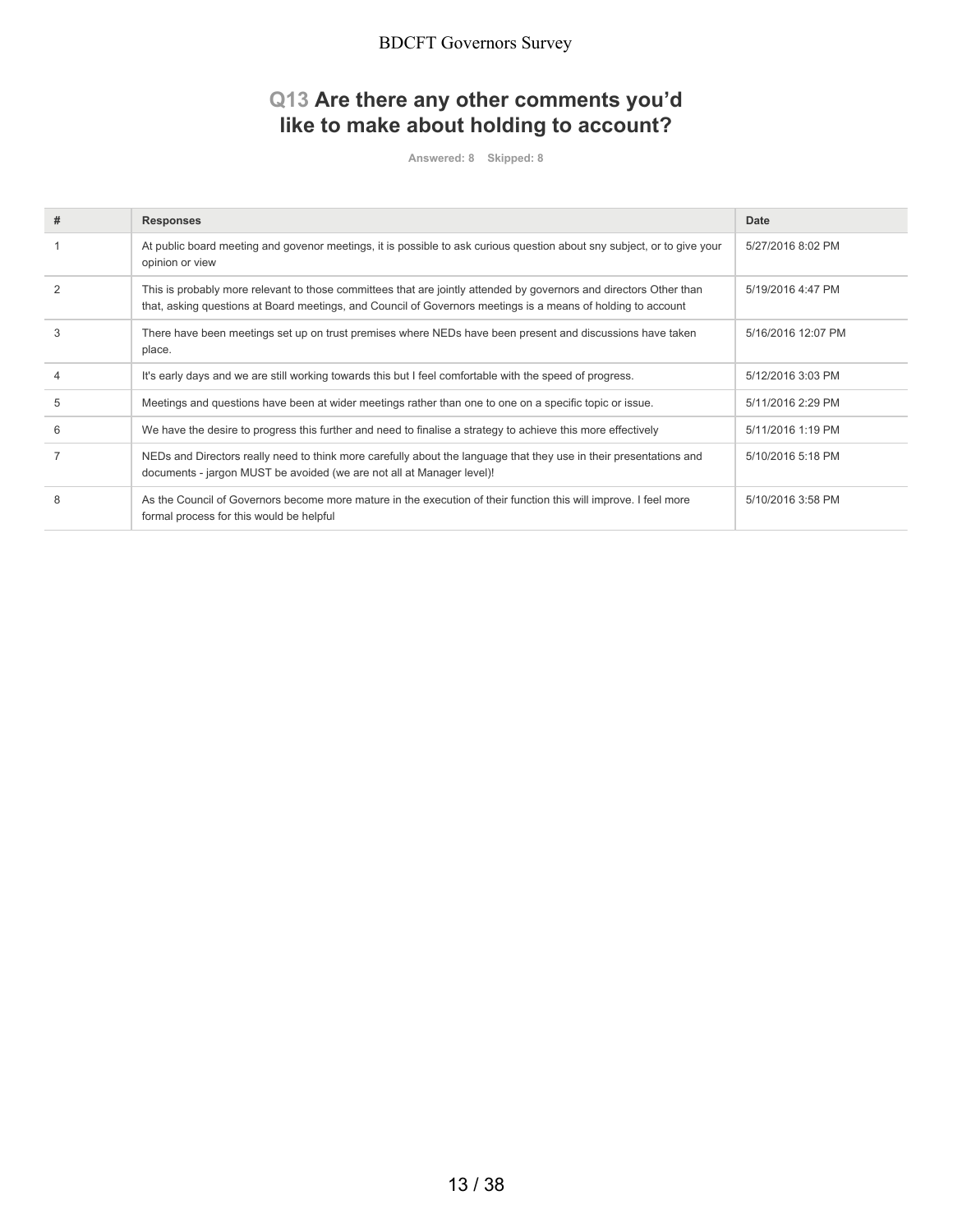## Q13 Are there any other comments you'd like to make about holding to account?

Answered: 8 Skipped: 8

| # | Responses | Date |
| --- | --- | --- |
| 1 | At public board meeting and govenor meetings, it is possible to ask curious question about sny subject, or to give your opinion or view | 5/27/2016 8:02 PM |
| 2 | This is probably more relevant to those committees that are jointly attended by governors and directors Other than that, asking questions at Board meetings, and Council of Governors meetings is a means of holding to account | 5/19/2016 4:47 PM |
| 3 | There have been meetings set up on trust premises where NEDs have been present and discussions have taken place. | 5/16/2016 12:07 PM |
| 4 | It's early days and we are still working towards this but I feel comfortable with the speed of progress. | 5/12/2016 3:03 PM |
| 5 | Meetings and questions have been at wider meetings rather than one to one on a specific topic or issue. | 5/11/2016 2:29 PM |
| 6 | We have the desire to progress this further and need to finalise a strategy to achieve this more effectively | 5/11/2016 1:19 PM |
| 7 | NEDs and Directors really need to think more carefully about the language that they use in their presentations and documents - jargon MUST be avoided (we are not all at Manager level)! | 5/10/2016 5:18 PM |
| 8 | As the Council of Governors become more mature in the execution of their function this will improve. I feel more formal process for this would be helpful | 5/10/2016 3:58 PM |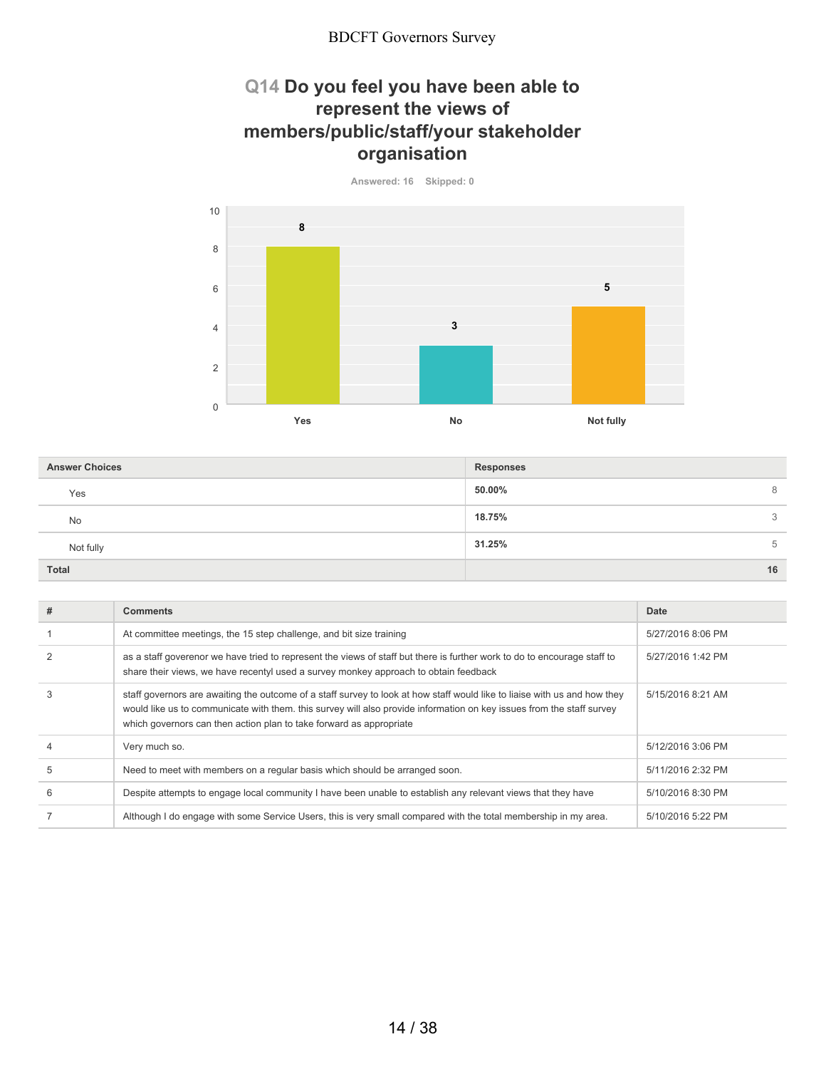## Q14 Do you feel you have been able to represent the views of members/public/staff/your stakeholder organisation

Answered: 16 Skipped: 0

| Answer Choices | Responses | |
|---|---|---|
| Yes | 50.00% | 8 |
| No | 18.75% | 3 |
| Not fully | 31.25% | 5 |
| Total | | 16 |

| # | Comments | Date |
|---|---|---|
| 1 | At committee meetings, the 15 step challenge, and bit size training | 5/27/2016 8:06 PM |
| 2 | as a staff goverenor we have tried to represent the views of staff but there is further work to do to encourage staff to share their views, we have recentyl used a survey monkey approach to obtain feedback | 5/27/2016 1:42 PM |
| 3 | staff governors are awaiting the outcome of a staff survey to look at how staff would like to liaise with us and how they would like us to communicate with them. this survey will also provide information on key issues from the staff survey which governors can then action plan to take forward as appropriate | 5/15/2016 8:21 AM |
| 4 | Very much so. | 5/12/2016 3:06 PM |
| 5 | Need to meet with members on a regular basis which should be arranged soon. | 5/11/2016 2:32 PM |
| 6 | Despite attempts to engage local community I have been unable to establish any relevant views that they have | 5/10/2016 8:30 PM |
| 7 | Although I do engage with some Service Users, this is very small compared with the total membership in my area. | 5/10/2016 5:22 PM |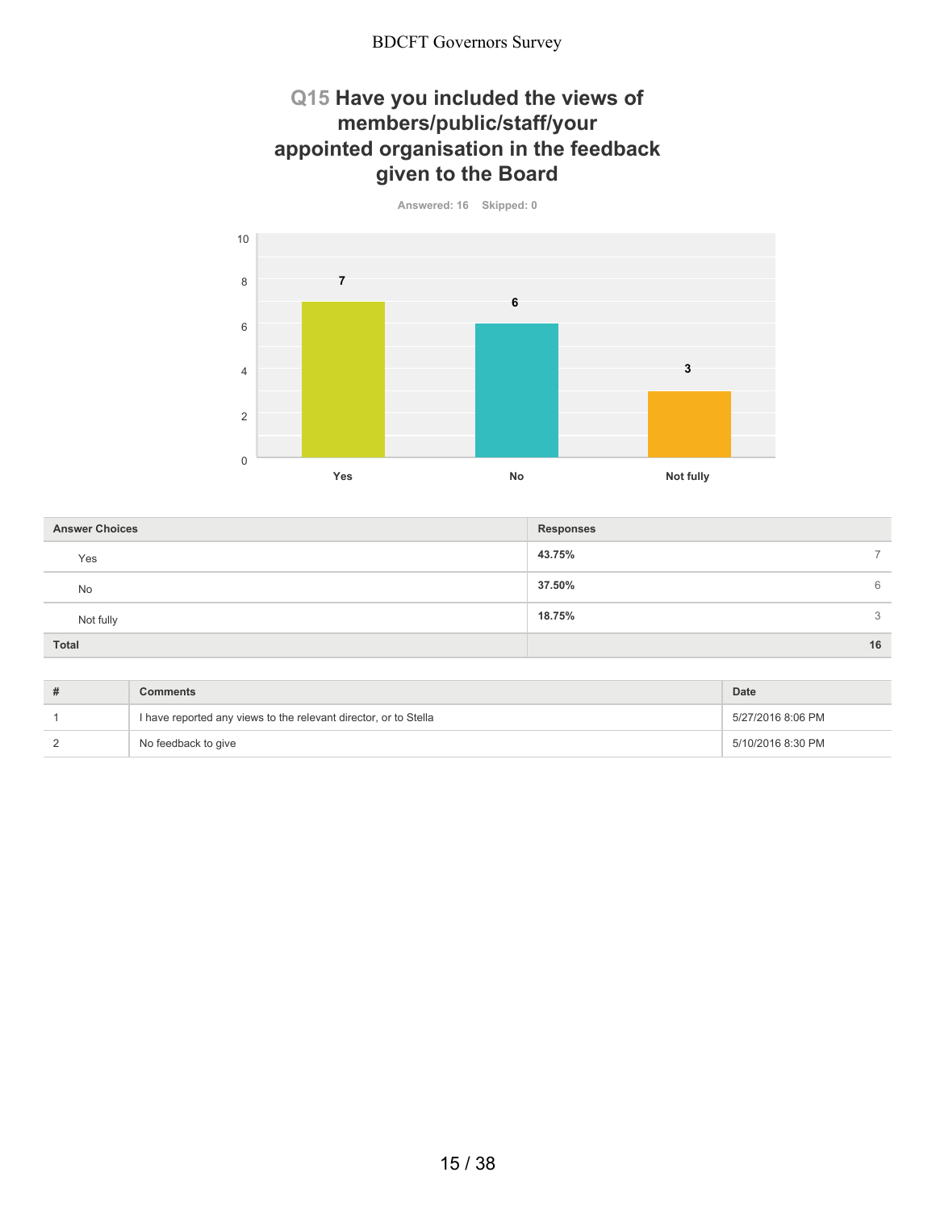## Q15 Have you included the views of members/public/staff/your appointed organisation in the feedback given to the Board

Answered: 16 Skipped: 0

| Answer Choices | Responses | |
|---|---|---|
| Yes | 43.75% | 7 |
| No | 37.50% | 6 |
| Not fully | 18.75% | 3 |
| Total | | 16 |

| # | Comments | Date |
|---|---|---|
| 1 | I have reported any views to the relevant director, or to Stella | 5/27/2016 8:06 PM |
| 2 | No feedback to give | 5/10/2016 8:30 PM |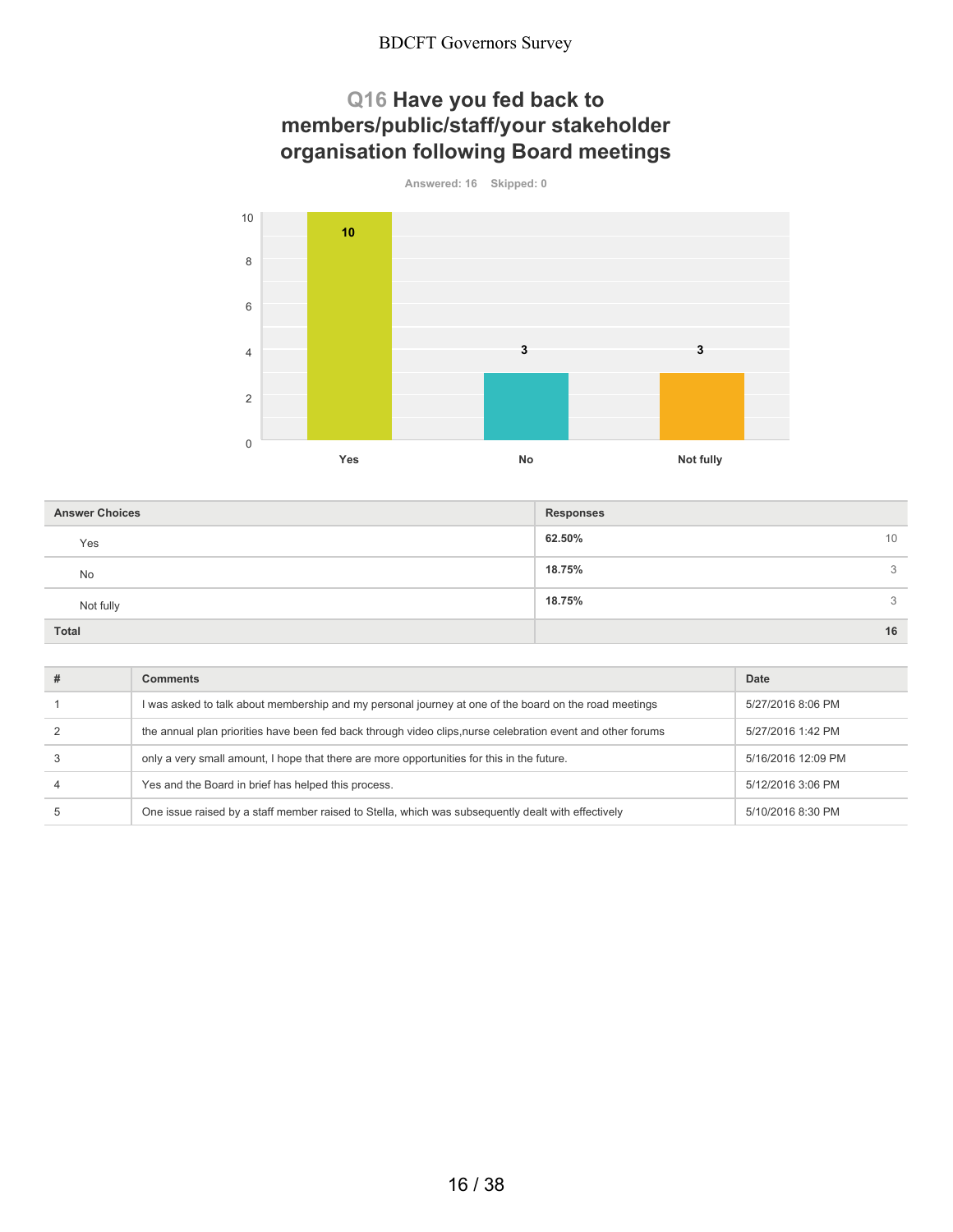## Q16 Have you fed back to members/public/staff/your stakeholder organisation following Board meetings

Answered: 16 Skipped: 0

| Answer Choices | Responses | |
|---|---|---|
| Yes | 62.50% | 10 |
| No | 18.75% | 3 |
| Not fully | 18.75% | 3 |
| Total | | 16 |

| # | Comments | Date |
|---|---|---|
| 1 | I was asked to talk about membership and my personal journey at one of the board on the road meetings | 5/27/2016 8:06 PM |
| 2 | the annual plan priorities have been fed back through video clips,nurse celebration event and other forums | 5/27/2016 1:42 PM |
| 3 | only a very small amount, I hope that there are more opportunities for this in the future. | 5/16/2016 12:09 PM |
| 4 | Yes and the Board in brief has helped this process. | 5/12/2016 3:06 PM |
| 5 | One issue raised by a staff member raised to Stella, which was subsequently dealt with effectively | 5/10/2016 8:30 PM |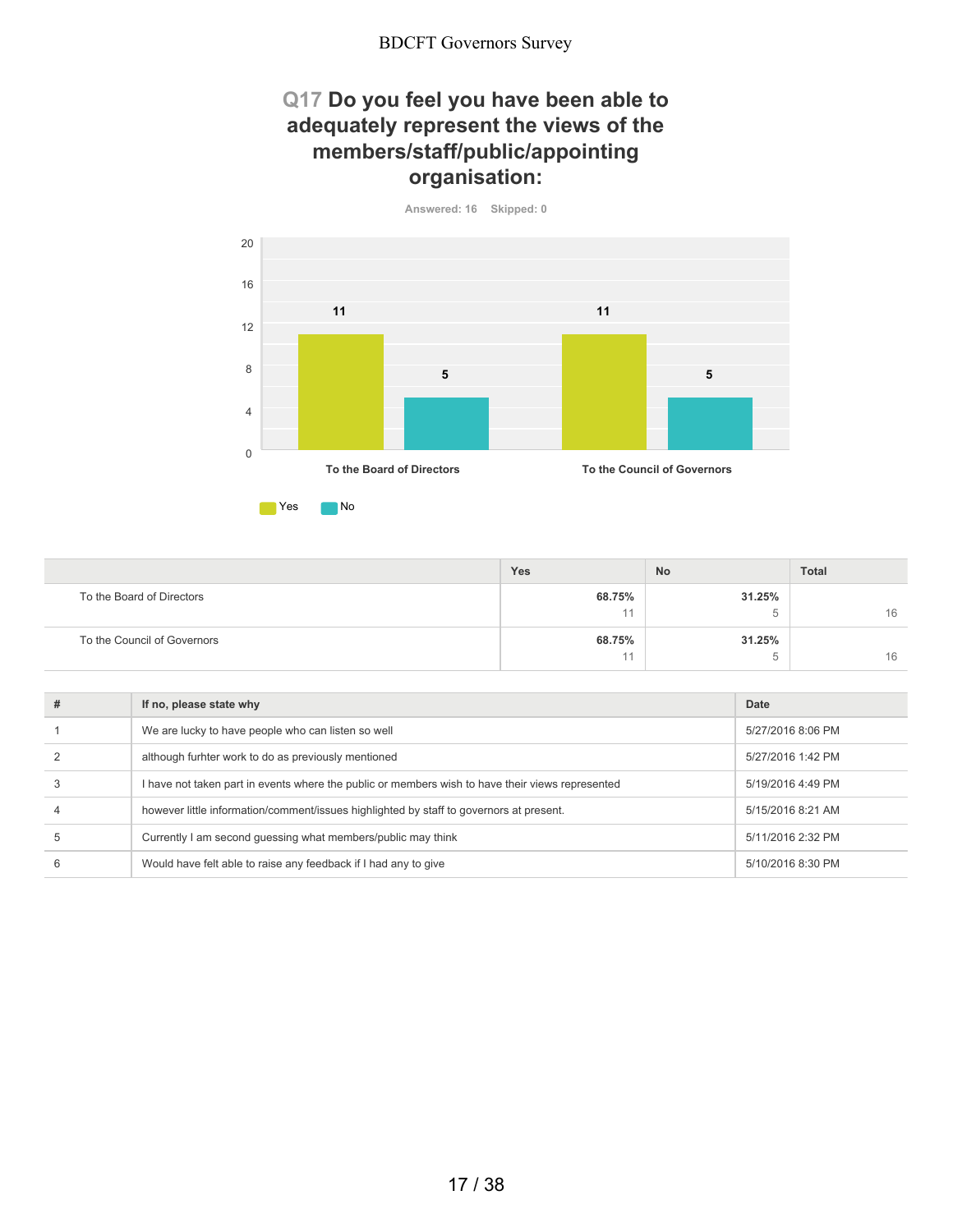## Q17 Do you feel you have been able to adequately represent the views of the members/staff/public/appointing organisation:

Answered: 16 Skipped: 0

| | Yes | No | Total |
|---|---|---|---|
| To the Board of Directors | 68.75% 11 | 31.25% 5 | 16 |
| To the Council of Governors | 68.75% 11 | 31.25% 5 | 16 |

| # | If no, please state why | Date |
|---|---|---|
| 1 | We are lucky to have people who can listen so well | 5/27/2016 8:06 PM |
| 2 | although furhter work to do as previously mentioned | 5/27/2016 1:42 PM |
| 3 | I have not taken part in events where the public or members wish to have their views represented | 5/19/2016 4:49 PM |
| 4 | however little information/comment/issues highlighted by staff to governors at present. | 5/15/2016 8:21 AM |
| 5 | Currently I am second guessing what members/public may think | 5/11/2016 2:32 PM |
| 6 | Would have felt able to raise any feedback if I had any to give | 5/10/2016 8:30 PM |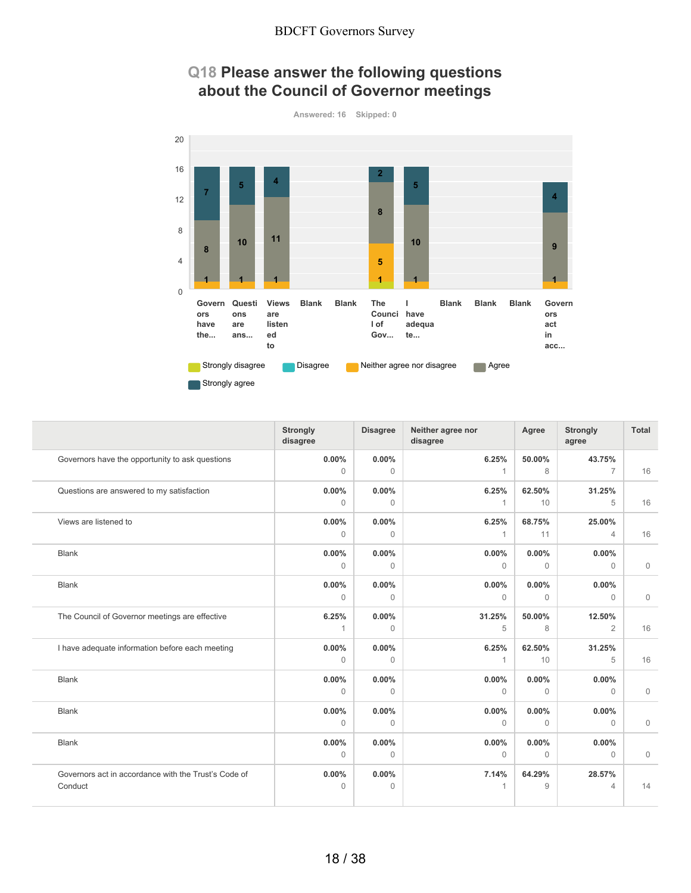## Q18 Please answer the following questions about the Council of Governor meetings

Answered: 16 Skipped: 0

| | Strongly disagree | Disagree | Neither agree nor disagree | Agree | Strongly agree | Total |
|---|---|---|---|---|---|---|
| Governors have the opportunity to ask questions | 0.00% 0 | 0.00% 0 | 6.25% 1 | 50.00% 8 | 43.75% 7 | 16 |
| Questions are answered to my satisfaction | 0.00% 0 | 0.00% 0 | 6.25% 1 | 62.50% 10 | 31.25% 5 | 16 |
| Views are listened to | 0.00% 0 | 0.00% 0 | 6.25% 1 | 68.75% 11 | 25.00% 4 | 16 |
| Blank | 0.00% 0 | 0.00% 0 | 0.00% 0 | 0.00% 0 | 0.00% 0 | 0 |
| Blank | 0.00% 0 | 0.00% 0 | 0.00% 0 | 0.00% 0 | 0.00% 0 | 0 |
| The Council of Governor meetings are effective | 6.25% 1 | 0.00% 0 | 31.25% 5 | 50.00% 8 | 12.50% 2 | 16 |
| I have adequate information before each meeting | 0.00% 0 | 0.00% 0 | 6.25% 1 | 62.50% 10 | 31.25% 5 | 16 |
| Blank | 0.00% 0 | 0.00% 0 | 0.00% 0 | 0.00% 0 | 0.00% 0 | 0 |
| Blank | 0.00% 0 | 0.00% 0 | 0.00% 0 | 0.00% 0 | 0.00% 0 | 0 |
| Blank | 0.00% 0 | 0.00% 0 | 0.00% 0 | 0.00% 0 | 0.00% 0 | 0 |
| Governors act in accordance with the Trust's Code of Conduct | 0.00% 0 | 0.00% 0 | 7.14% 1 | 64.29% 9 | 28.57% 4 | 14 |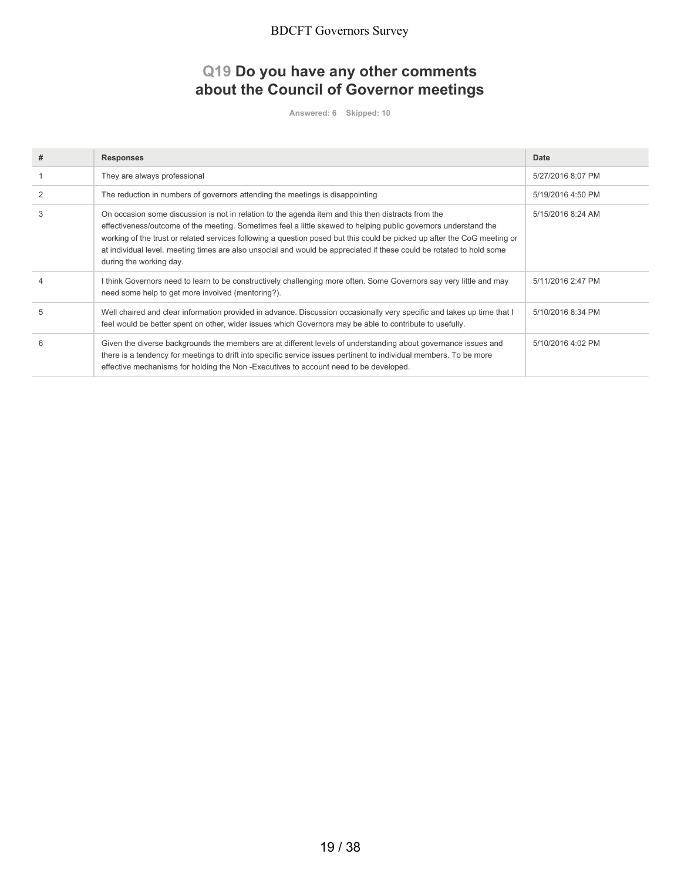## Q19 Do you have any other comments about the Council of Governor meetings

Answered: 6 Skipped: 10

| # | Responses | Date |
| --- | --- | --- |
| 1 | They are always professional | 5/27/2016 8:07 PM |
| 2 | The reduction in numbers of governors attending the meetings is disappointing | 5/19/2016 4:50 PM |
| 3 | On occasion some discussion is not in relation to the agenda item and this then distracts from the effectiveness/outcome of the meeting. Sometimes feel a little skewed to helping public governors understand the working of the trust or related services following a question posed but this could be picked up after the CoG meeting or at individual level. meeting times are also unsocial and would be appreciated if these could be rotated to hold some during the working day. | 5/15/2016 8:24 AM |
| 4 | I think Governors need to learn to be constructively challenging more often. Some Governors say very little and may need some help to get more involved (mentoring?). | 5/11/2016 2:47 PM |
| 5 | Well chaired and clear information provided in advance. Discussion occasionally very specific and takes up time that I feel would be better spent on other, wider issues which Governors may be able to contribute to usefully. | 5/10/2016 8:34 PM |
| 6 | Given the diverse backgrounds the members are at different levels of understanding about governance issues and there is a tendency for meetings to drift into specific service issues pertinent to individual members. To be more effective mechanisms for holding the Non -Executives to account need to be developed. | 5/10/2016 4:02 PM |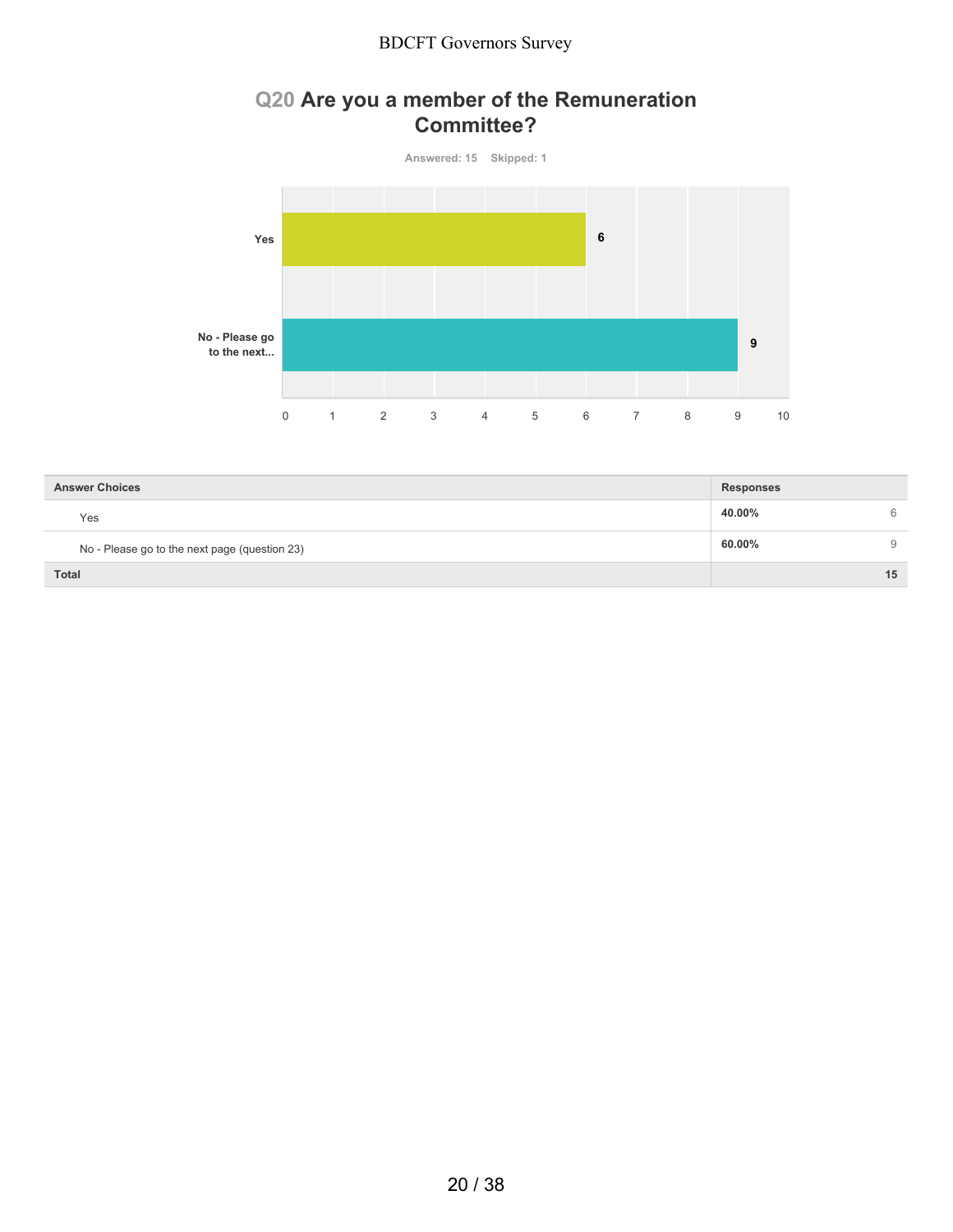## Q20 Are you a member of the Remuneration Committee?

Answered: 15 Skipped: 1

| Answer Choices | Responses | |
|---|---|---|
| Yes | 40.00% | 6 |
| No - Please go to the next page (question 23) | 60.00% | 9 |
| **Total** | | **15** |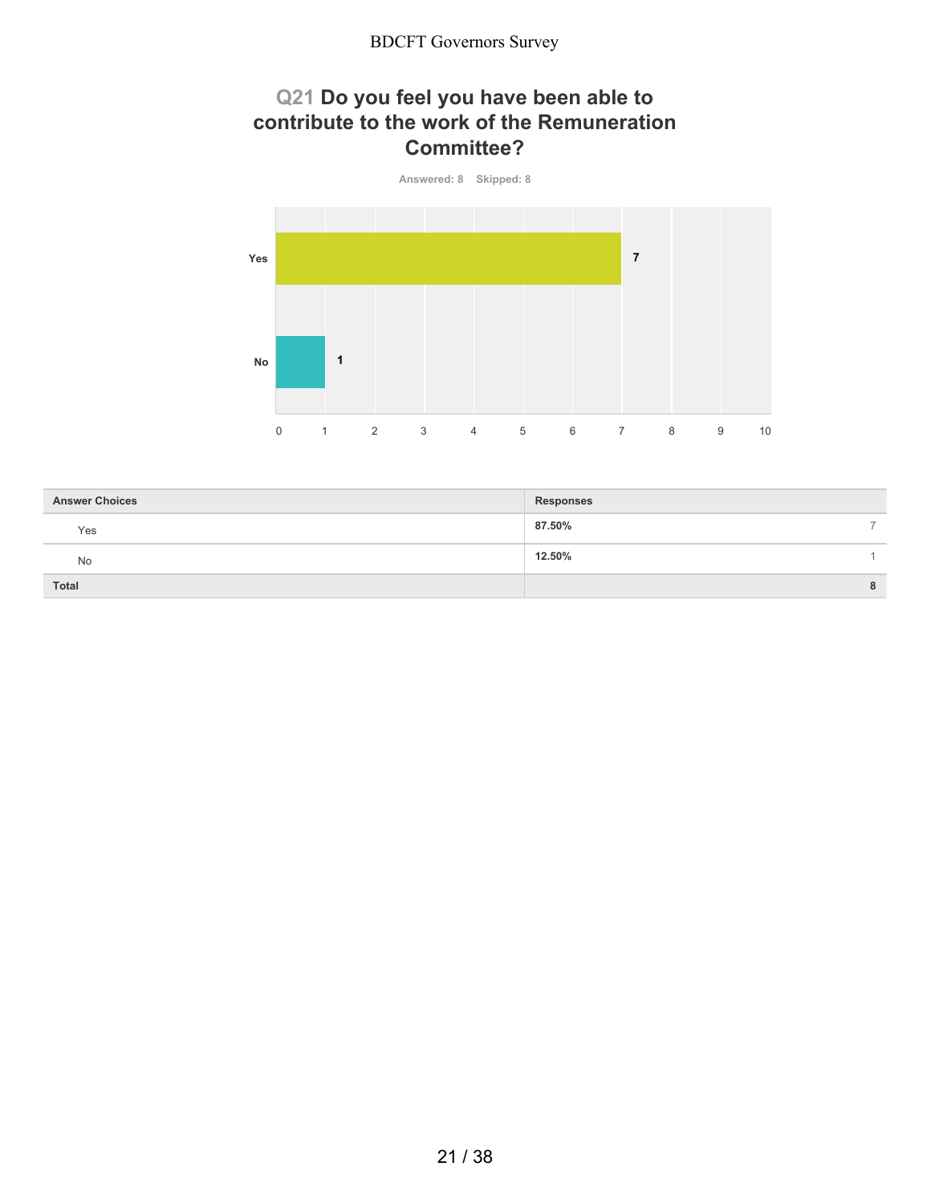## Q21 Do you feel you have been able to contribute to the work of the Remuneration Committee?

Answered: 8 Skipped: 8

| Answer Choices | Responses | |
|---|---|---|
| Yes | 87.50% | 7 |
| No | 12.50% | 1 |
| **Total** | | **8** |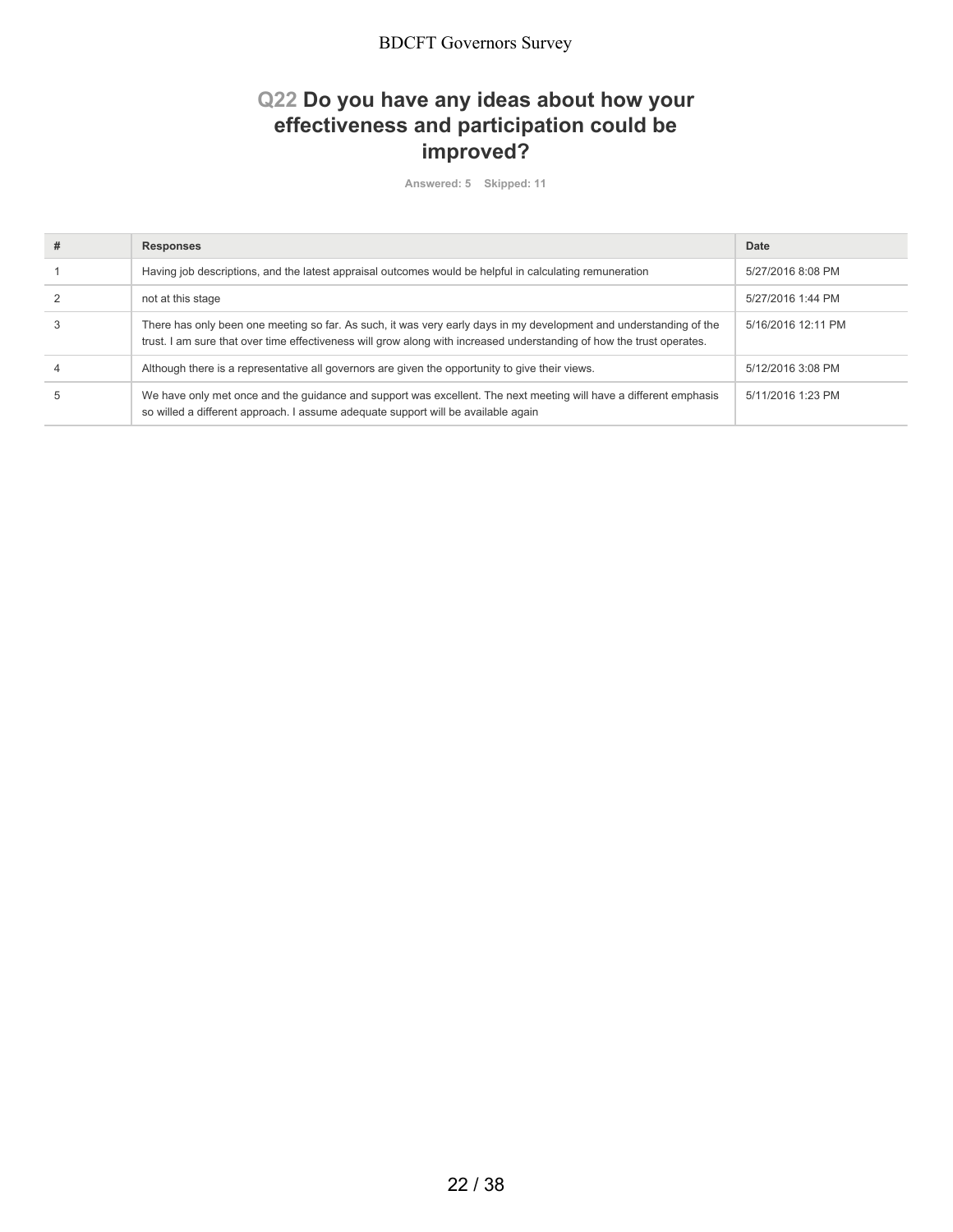## Q22 Do you have any ideas about how your effectiveness and participation could be improved?

Answered: 5 Skipped: 11

| # | Responses | Date |
| --- | --- | --- |
| 1 | Having job descriptions, and the latest appraisal outcomes would be helpful in calculating remuneration | 5/27/2016 8:08 PM |
| 2 | not at this stage | 5/27/2016 1:44 PM |
| 3 | There has only been one meeting so far. As such, it was very early days in my development and understanding of the trust. I am sure that over time effectiveness will grow along with increased understanding of how the trust operates. | 5/16/2016 12:11 PM |
| 4 | Although there is a representative all governors are given the opportunity to give their views. | 5/12/2016 3:08 PM |
| 5 | We have only met once and the guidance and support was excellent. The next meeting will have a different emphasis so willed a different approach. I assume adequate support will be available again | 5/11/2016 1:23 PM |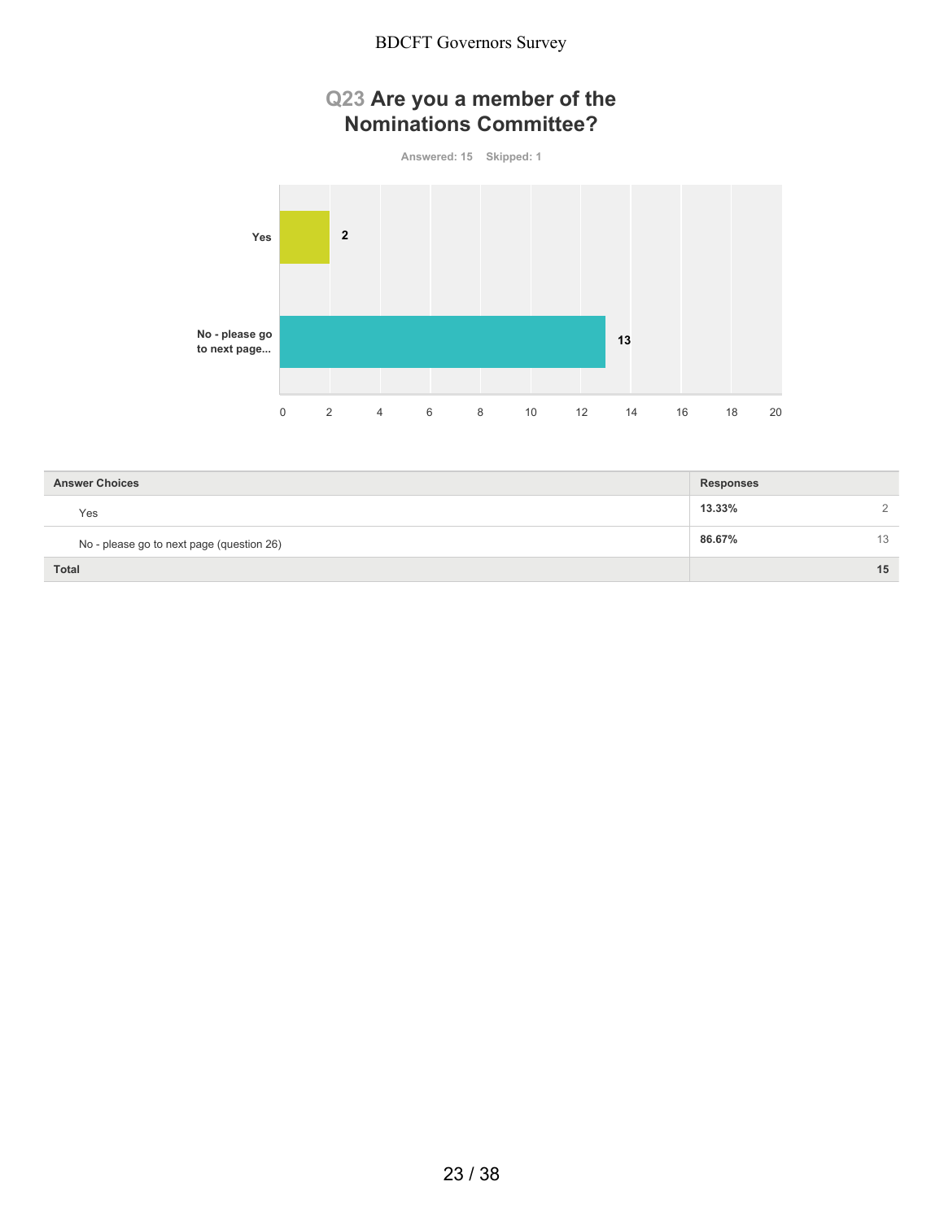## Q23 Are you a member of the Nominations Committee?

Answered: 15 Skipped: 1

| Answer Choices | Responses | |
|---|---|---|
| Yes | 13.33% | 2 |
| No - please go to next page (question 26) | 86.67% | 13 |
| Total | | 15 |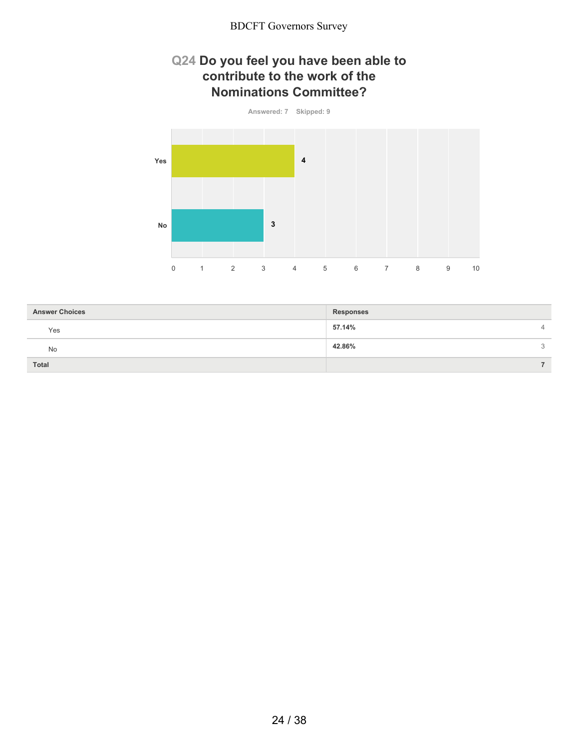## Q24 Do you feel you have been able to contribute to the work of the Nominations Committee?

Answered: 7 Skipped: 9

| Answer Choices | Responses | |
|---|---|---|
| Yes | 57.14% | 4 |
| No | 42.86% | 3 |
| **Total** | | **7** |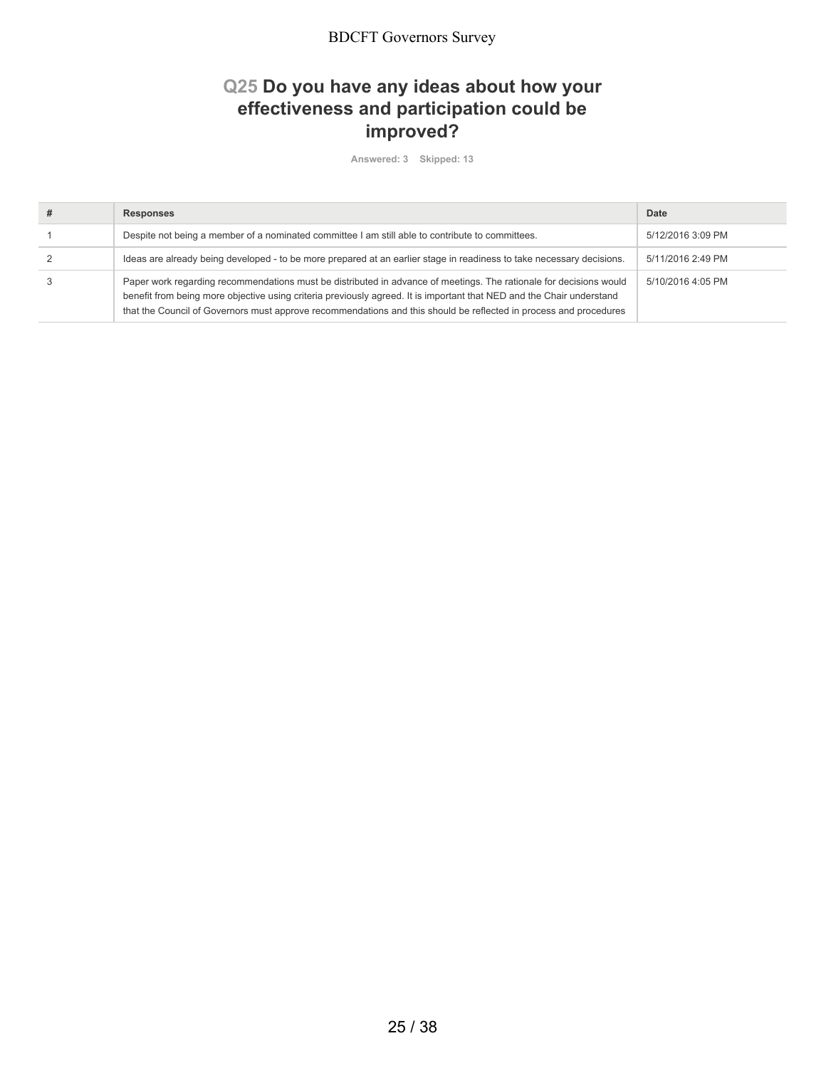## Q25 Do you have any ideas about how your effectiveness and participation could be improved?

Answered: 3 Skipped: 13

| # | Responses | Date |
| --- | --- | --- |
| 1 | Despite not being a member of a nominated committee I am still able to contribute to committees. | 5/12/2016 3:09 PM |
| 2 | Ideas are already being developed - to be more prepared at an earlier stage in readiness to take necessary decisions. | 5/11/2016 2:49 PM |
| 3 | Paper work regarding recommendations must be distributed in advance of meetings. The rationale for decisions would benefit from being more objective using criteria previously agreed. It is important that NED and the Chair understand that the Council of Governors must approve recommendations and this should be reflected in process and procedures | 5/10/2016 4:05 PM |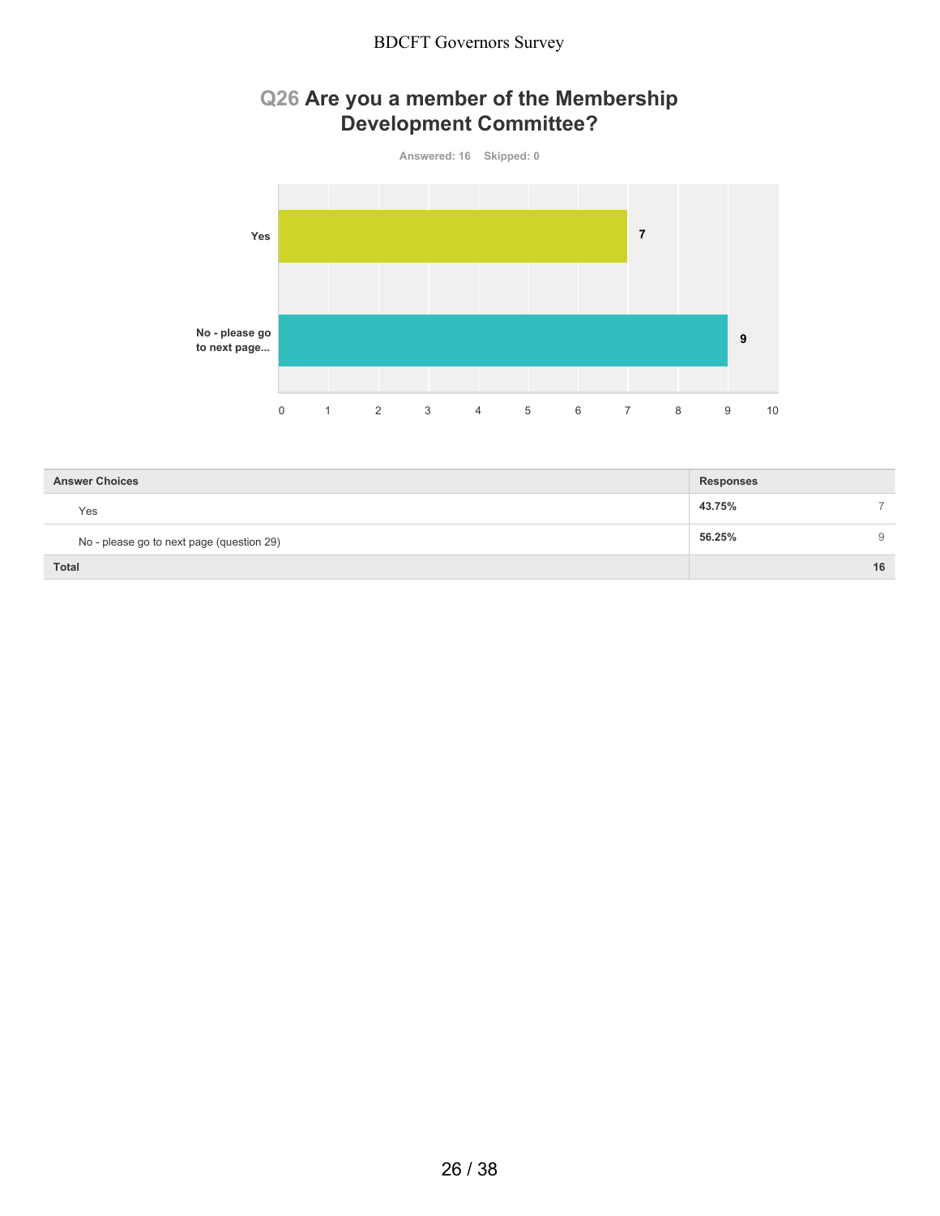## Q26 Are you a member of the Membership Development Committee?

Answered: 16 Skipped: 0

| Answer Choices | Responses | |
|---|---|---|
| Yes | 43.75% | 7 |
| No - please go to next page (question 29) | 56.25% | 9 |
| **Total** | | **16** |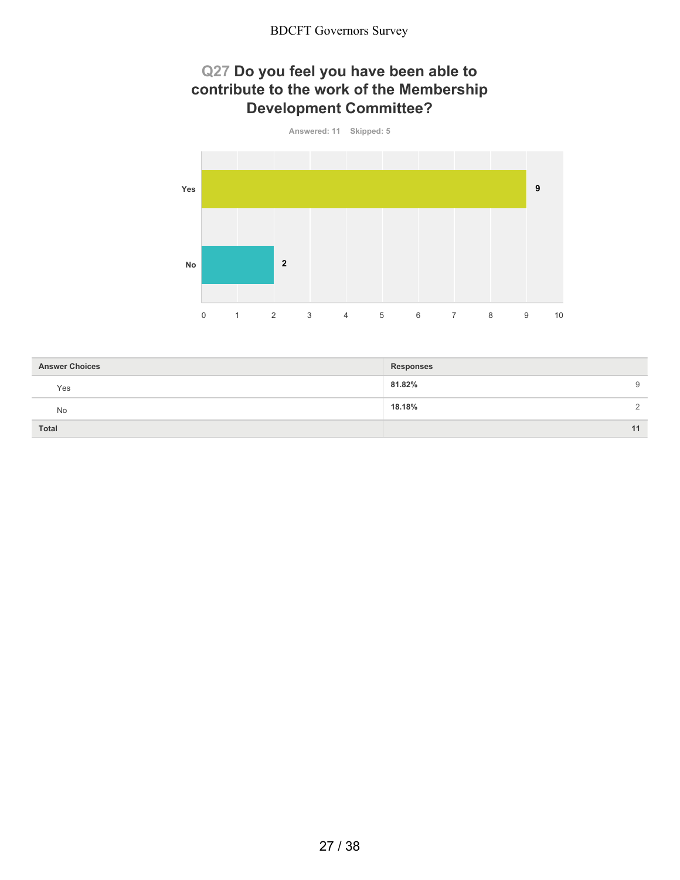## Q27 Do you feel you have been able to contribute to the work of the Membership Development Committee?

Answered: 11 Skipped: 5

| Answer Choices | Responses | |
|---|---|---|
| Yes | 81.82% | 9 |
| No | 18.18% | 2 |
| Total | | 11 |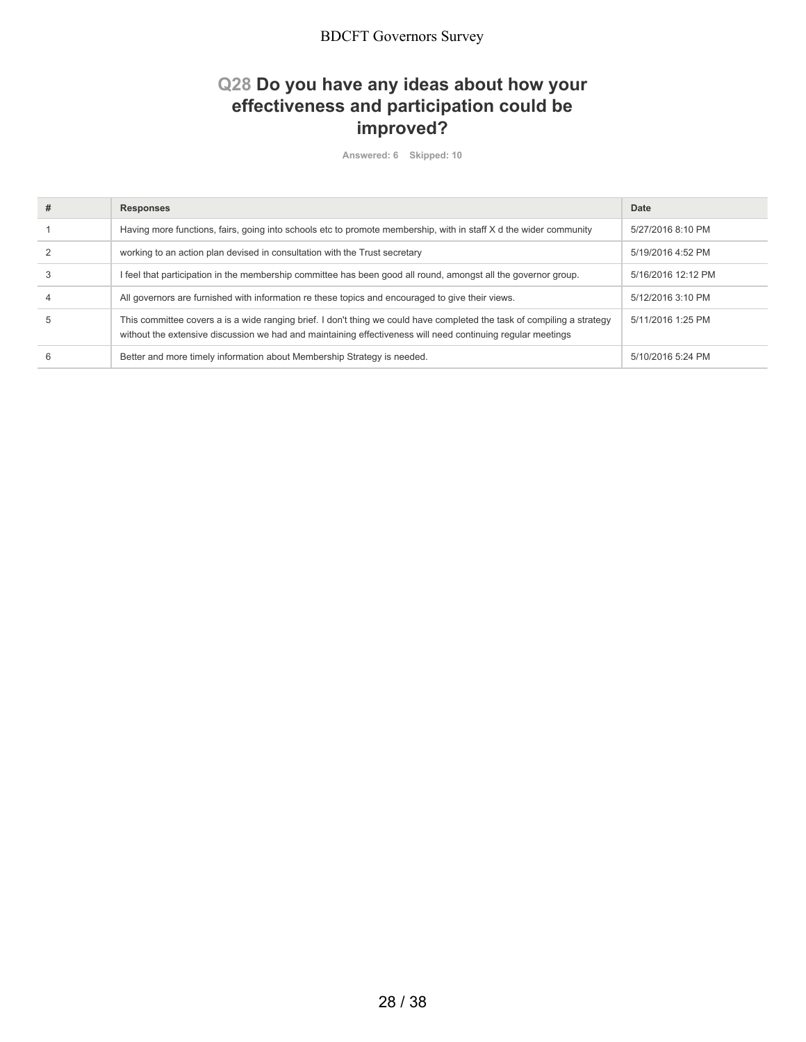## Q28 Do you have any ideas about how your effectiveness and participation could be improved?

Answered: 6 Skipped: 10

| # | Responses | Date |
|---|---|---|
| 1 | Having more functions, fairs, going into schools etc to promote membership, with in staff X d the wider community | 5/27/2016 8:10 PM |
| 2 | working to an action plan devised in consultation with the Trust secretary | 5/19/2016 4:52 PM |
| 3 | I feel that participation in the membership committee has been good all round, amongst all the governor group. | 5/16/2016 12:12 PM |
| 4 | All governors are furnished with information re these topics and encouraged to give their views. | 5/12/2016 3:10 PM |
| 5 | This committee covers a is a wide ranging brief. I don't thing we could have completed the task of compiling a strategy without the extensive discussion we had and maintaining effectiveness will need continuing regular meetings | 5/11/2016 1:25 PM |
| 6 | Better and more timely information about Membership Strategy is needed. | 5/10/2016 5:24 PM |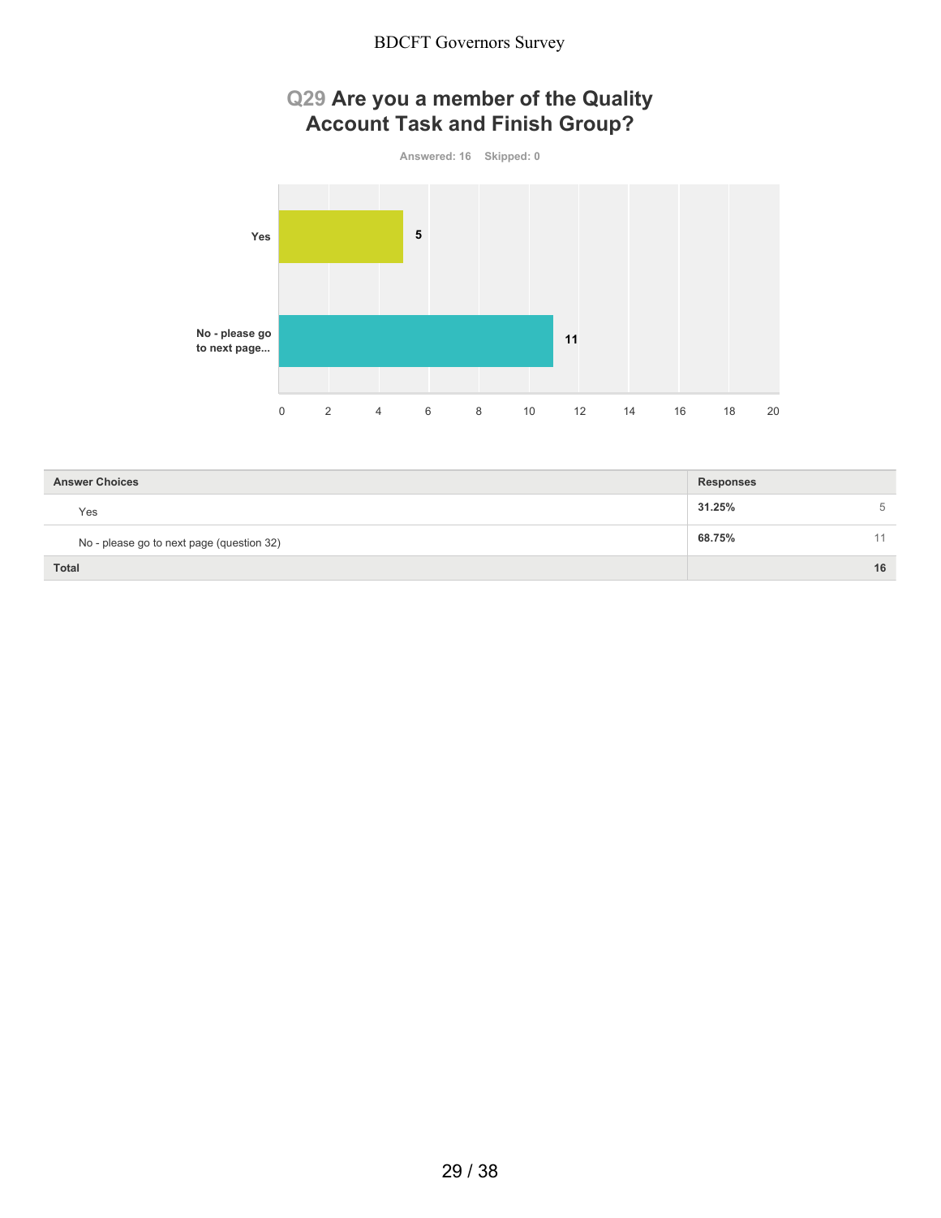## Q29 Are you a member of the Quality Account Task and Finish Group?

Answered: 16 Skipped: 0

| Answer Choices | Responses | |
|---|---|---|
| Yes | 31.25% | 5 |
| No - please go to next page (question 32) | 68.75% | 11 |
| Total | | 16 |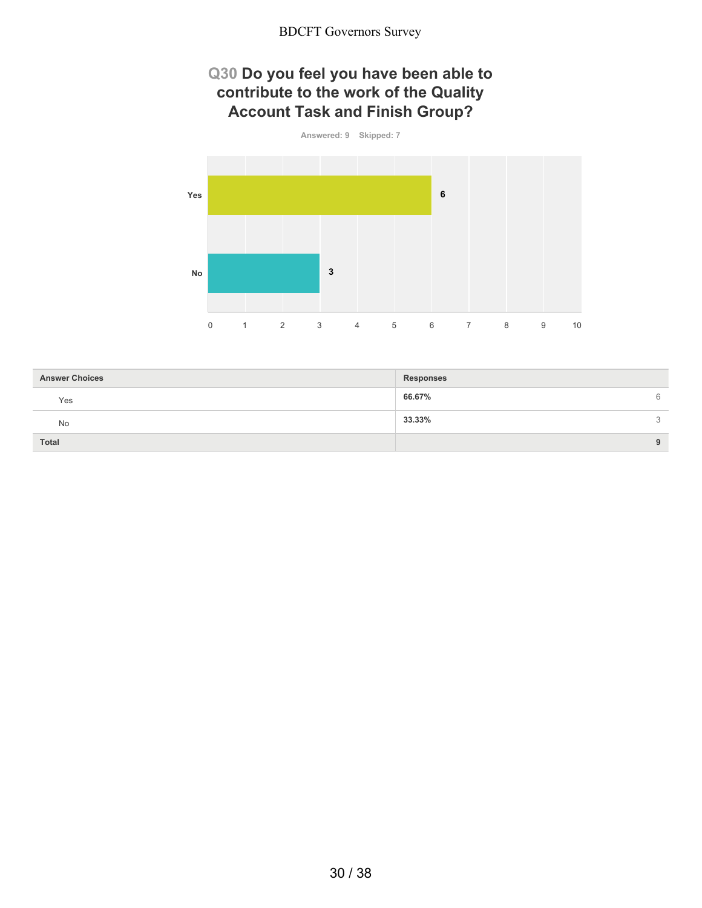## Q30 Do you feel you have been able to contribute to the work of the Quality Account Task and Finish Group?

Answered: 9 Skipped: 7

| Answer Choices | Responses | |
|---|---|---|
| Yes | 66.67% | 6 |
| No | 33.33% | 3 |
| **Total** | | **9** |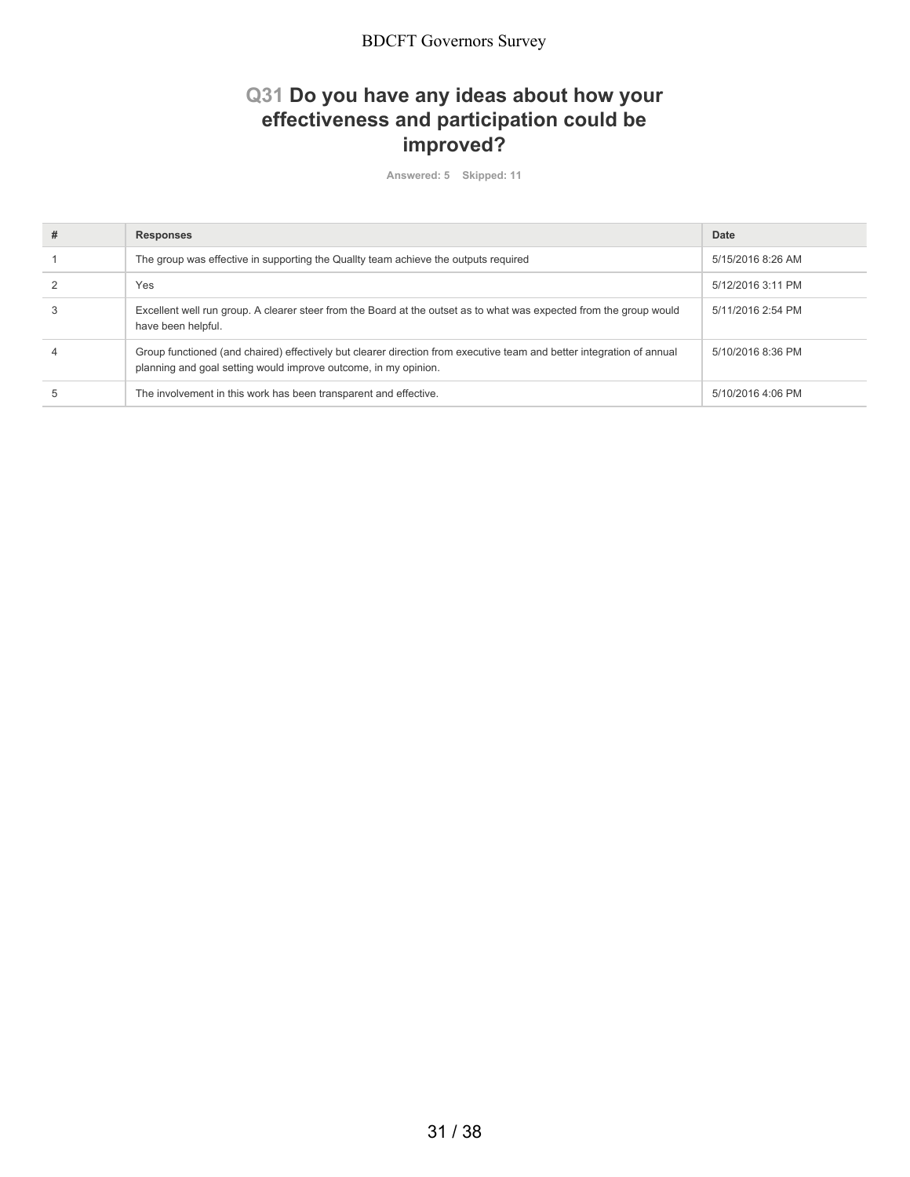## Q31 Do you have any ideas about how your effectiveness and participation could be improved?

Answered: 5 Skipped: 11

| # | Responses | Date |
| --- | --- | --- |
| 1 | The group was effective in supporting the Quallty team achieve the outputs required | 5/15/2016 8:26 AM |
| 2 | Yes | 5/12/2016 3:11 PM |
| 3 | Excellent well run group. A clearer steer from the Board at the outset as to what was expected from the group would have been helpful. | 5/11/2016 2:54 PM |
| 4 | Group functioned (and chaired) effectively but clearer direction from executive team and better integration of annual planning and goal setting would improve outcome, in my opinion. | 5/10/2016 8:36 PM |
| 5 | The involvement in this work has been transparent and effective. | 5/10/2016 4:06 PM |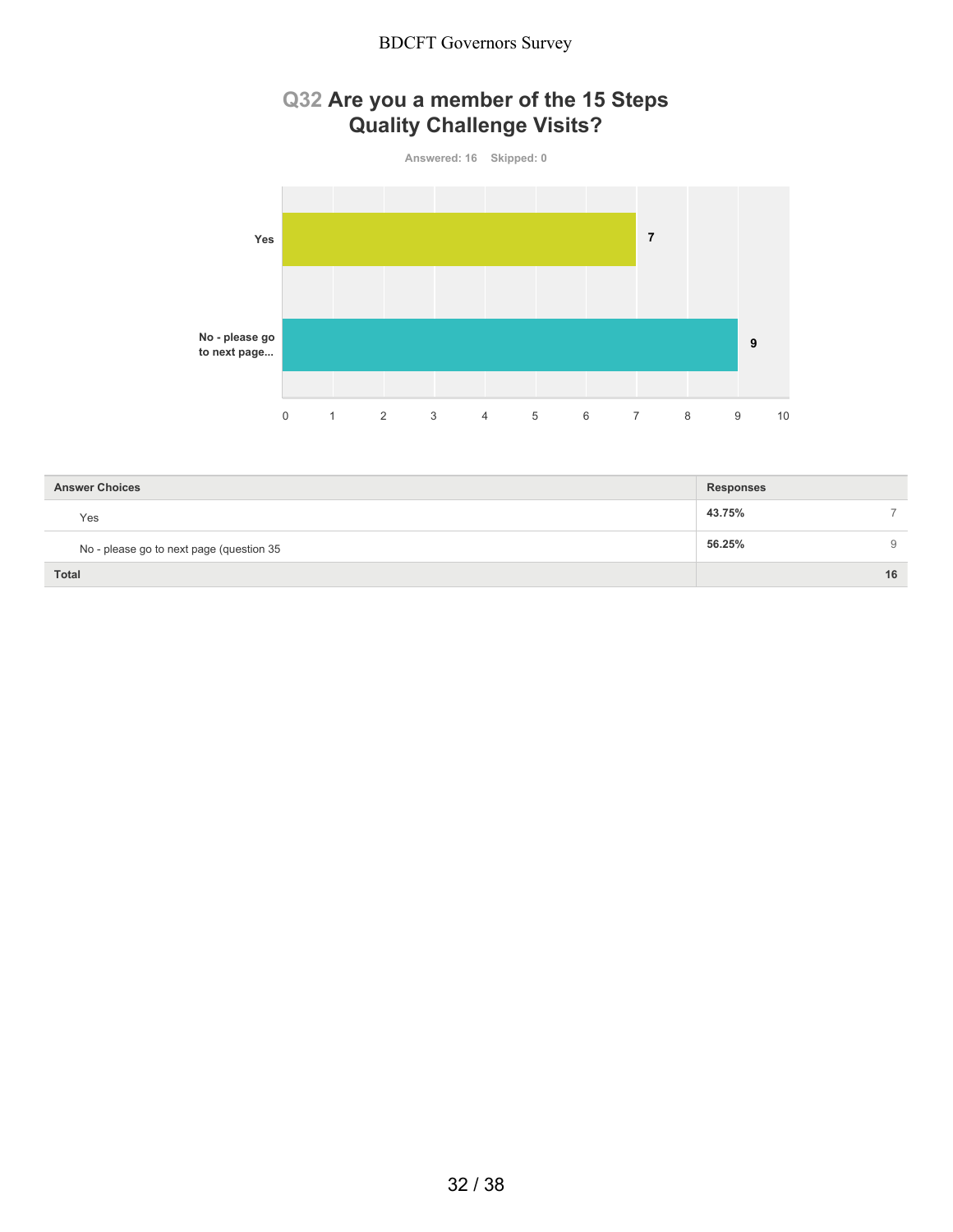## Q32 Are you a member of the 15 Steps Quality Challenge Visits?

Answered: 16 Skipped: 0

| Answer Choices | Responses | |
|---|---|---|
| Yes | **43.75%** | 7 |
| No - please go to next page (question 35 | **56.25%** | 9 |
| **Total** | | **16** |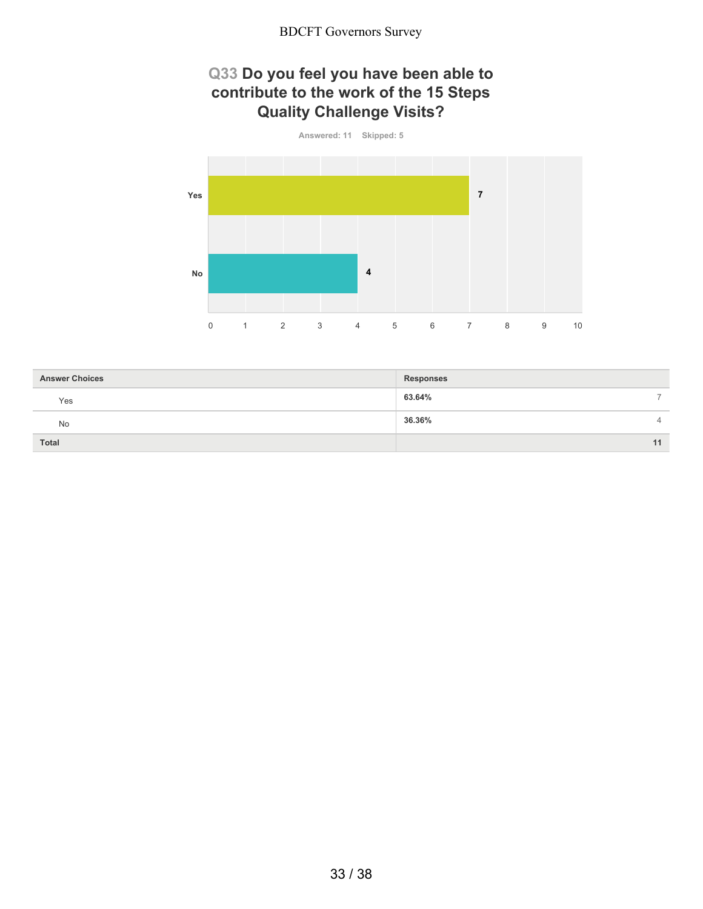## Q33 Do you feel you have been able to contribute to the work of the 15 Steps Quality Challenge Visits?

Answered: 11 Skipped: 5

| Answer Choices | Responses | |
|---|---|---|
| Yes | 63.64% | 7 |
| No | 36.36% | 4 |
| Total | | 11 |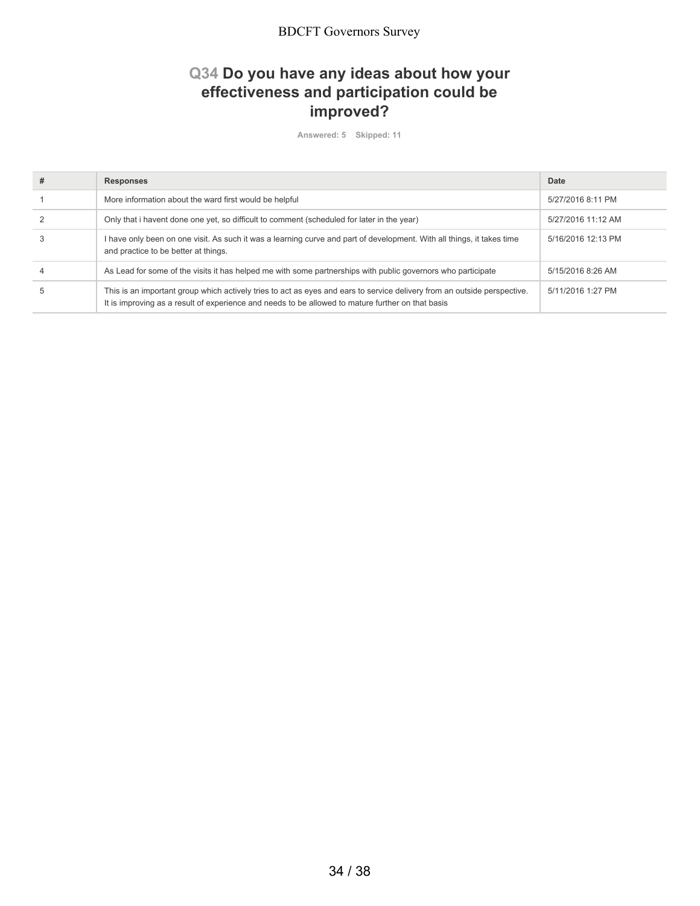## Q34 Do you have any ideas about how your effectiveness and participation could be improved?

Answered: 5 Skipped: 11

| # | Responses | Date |
|---|---|---|
| 1 | More information about the ward first would be helpful | 5/27/2016 8:11 PM |
| 2 | Only that i havent done one yet, so difficult to comment (scheduled for later in the year) | 5/27/2016 11:12 AM |
| 3 | I have only been on one visit. As such it was a learning curve and part of development. With all things, it takes time and practice to be better at things. | 5/16/2016 12:13 PM |
| 4 | As Lead for some of the visits it has helped me with some partnerships with public governors who participate | 5/15/2016 8:26 AM |
| 5 | This is an important group which actively tries to act as eyes and ears to service delivery from an outside perspective. It is improving as a result of experience and needs to be allowed to mature further on that basis | 5/11/2016 1:27 PM |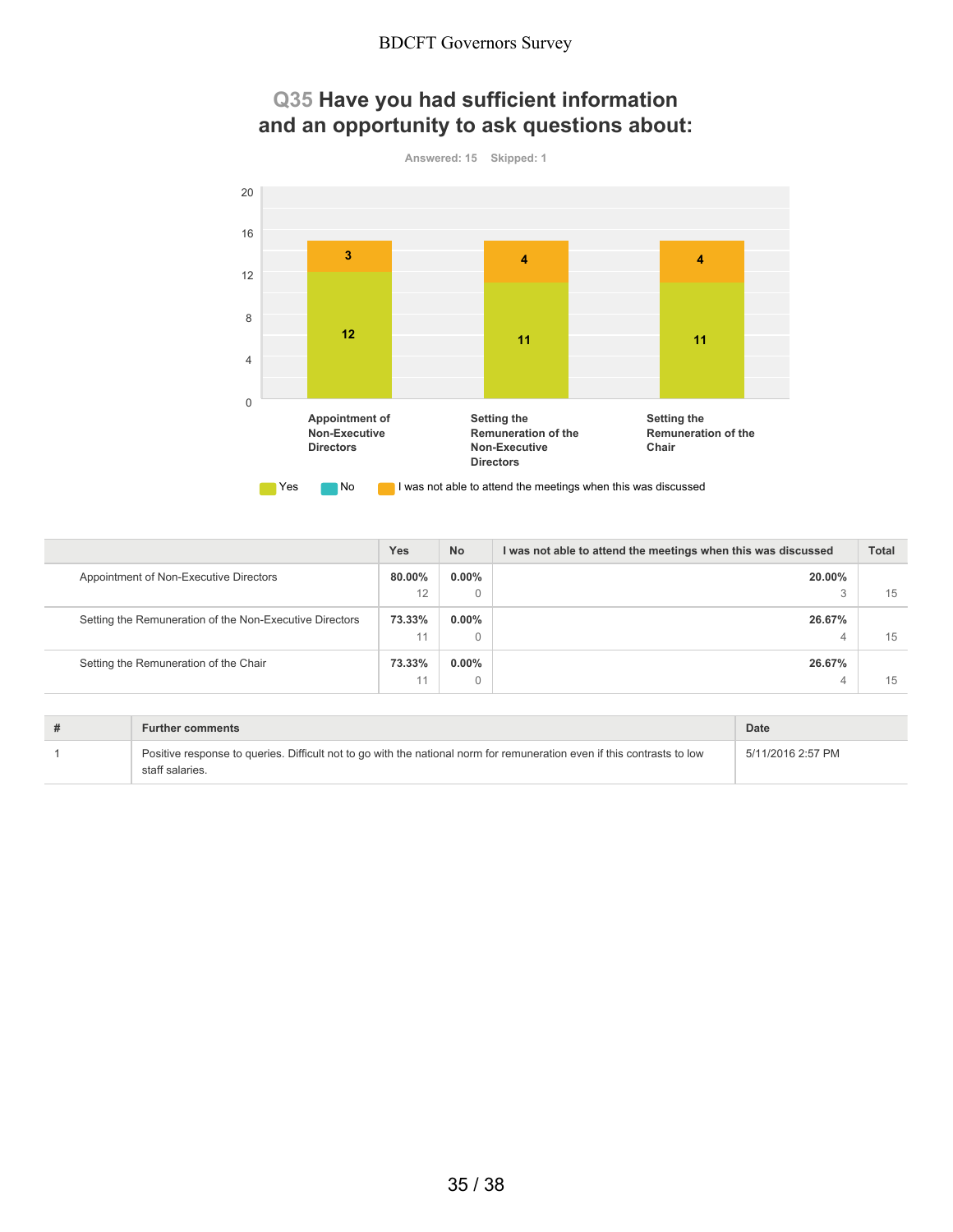## Q35 Have you had sufficient information and an opportunity to ask questions about:

Answered: 15 Skipped: 1

| | Yes | No | I was not able to attend the meetings when this was discussed | Total |
|---|---|---|---|---|
| Appointment of Non-Executive Directors | 80.00% 12 | 0.00% 0 | 20.00% 3 | 15 |
| Setting the Remuneration of the Non-Executive Directors | 73.33% 11 | 0.00% 0 | 26.67% 4 | 15 |
| Setting the Remuneration of the Chair | 73.33% 11 | 0.00% 0 | 26.67% 4 | 15 |

| # | Further comments | Date |
|---|---|---|
| 1 | Positive response to queries. Difficult not to go with the national norm for remuneration even if this contrasts to low staff salaries. | 5/11/2016 2:57 PM |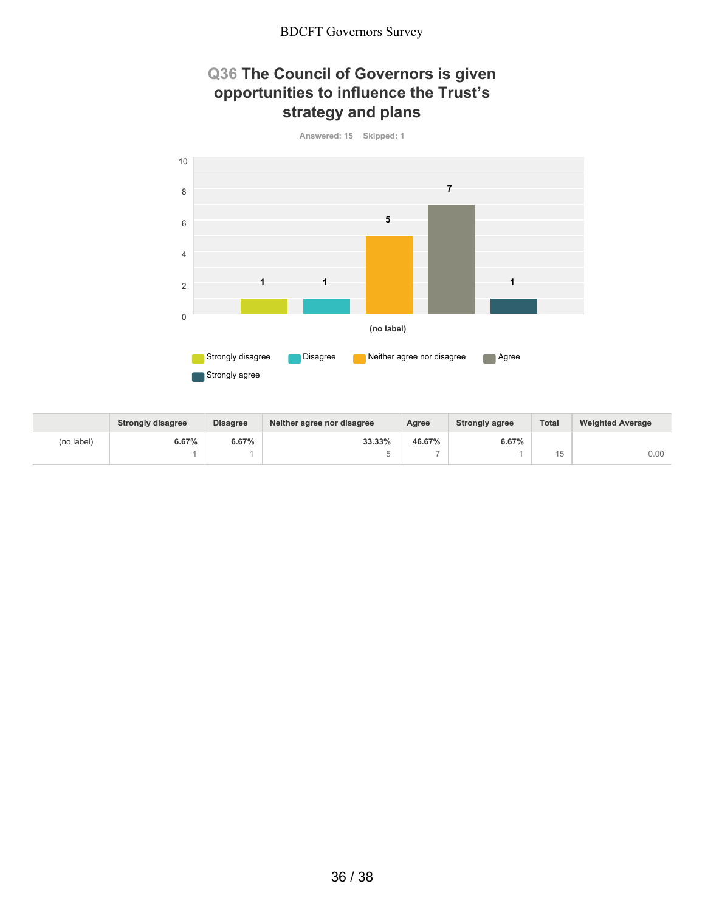## Q36 The Council of Governors is given opportunities to influence the Trust's strategy and plans

Answered: 15 Skipped: 1

| | Strongly disagree | Disagree | Neither agree nor disagree | Agree | Strongly agree | Total | Weighted Average |
|---|---|---|---|---|---|---|---|
| (no label) | 6.67%<br>1 | 6.67%<br>1 | 33.33%<br>5 | 46.67%<br>7 | 6.67%<br>1 | 15 | 0.00 |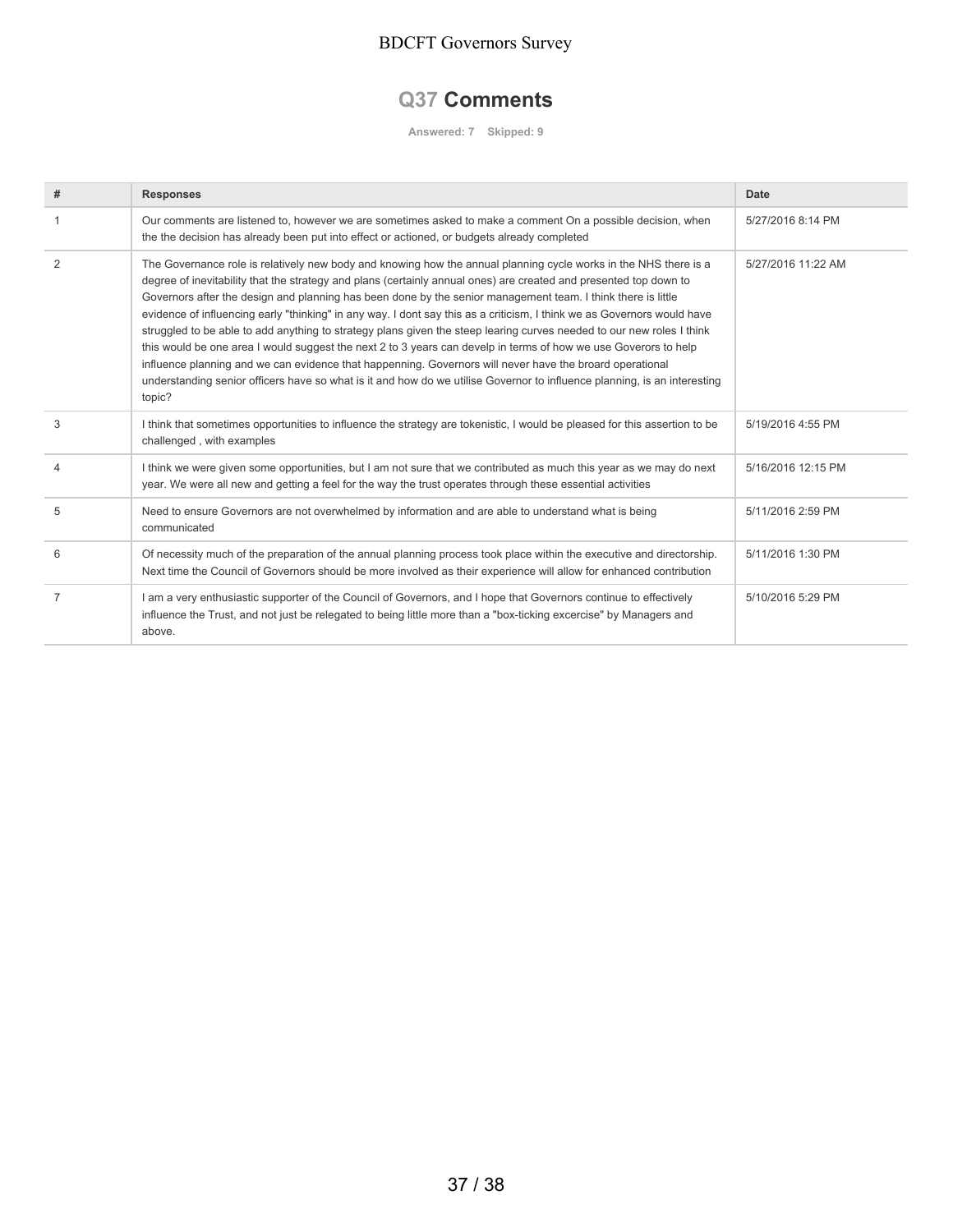# Q37 Comments

Answered: 7 Skipped: 9

| # | Responses | Date |
| --- | --- | --- |
| 1 | Our comments are listened to, however we are sometimes asked to make a comment On a possible decision, when the the decision has already been put into effect or actioned, or budgets already completed | 5/27/2016 8:14 PM |
| 2 | The Governance role is relatively new body and knowing how the annual planning cycle works in the NHS there is a degree of inevitability that the strategy and plans (certainly annual ones) are created and presented top down to Governors after the design and planning has been done by the senior management team. I think there is little evidence of influencing early "thinking" in any way. I dont say this as a criticism, I think we as Governors would have struggled to be able to add anything to strategy plans given the steep learing curves needed to our new roles I think this would be one area I would suggest the next 2 to 3 years can develp in terms of how we use Goverors to help influence planning and we can evidence that happenning. Governors will never have the broard operational understanding senior officers have so what is it and how do we utilise Governor to influence planning, is an interesting topic? | 5/27/2016 11:22 AM |
| 3 | I think that sometimes opportunities to influence the strategy are tokenistic, I would be pleased for this assertion to be challenged , with examples | 5/19/2016 4:55 PM |
| 4 | I think we were given some opportunities, but I am not sure that we contributed as much this year as we may do next year. We were all new and getting a feel for the way the trust operates through these essential activities | 5/16/2016 12:15 PM |
| 5 | Need to ensure Governors are not overwhelmed by information and are able to understand what is being communicated | 5/11/2016 2:59 PM |
| 6 | Of necessity much of the preparation of the annual planning process took place within the executive and directorship. Next time the Council of Governors should be more involved as their experience will allow for enhanced contribution | 5/11/2016 1:30 PM |
| 7 | I am a very enthusiastic supporter of the Council of Governors, and I hope that Governors continue to effectively influence the Trust, and not just be relegated to being little more than a "box-ticking excercise" by Managers and above. | 5/10/2016 5:29 PM |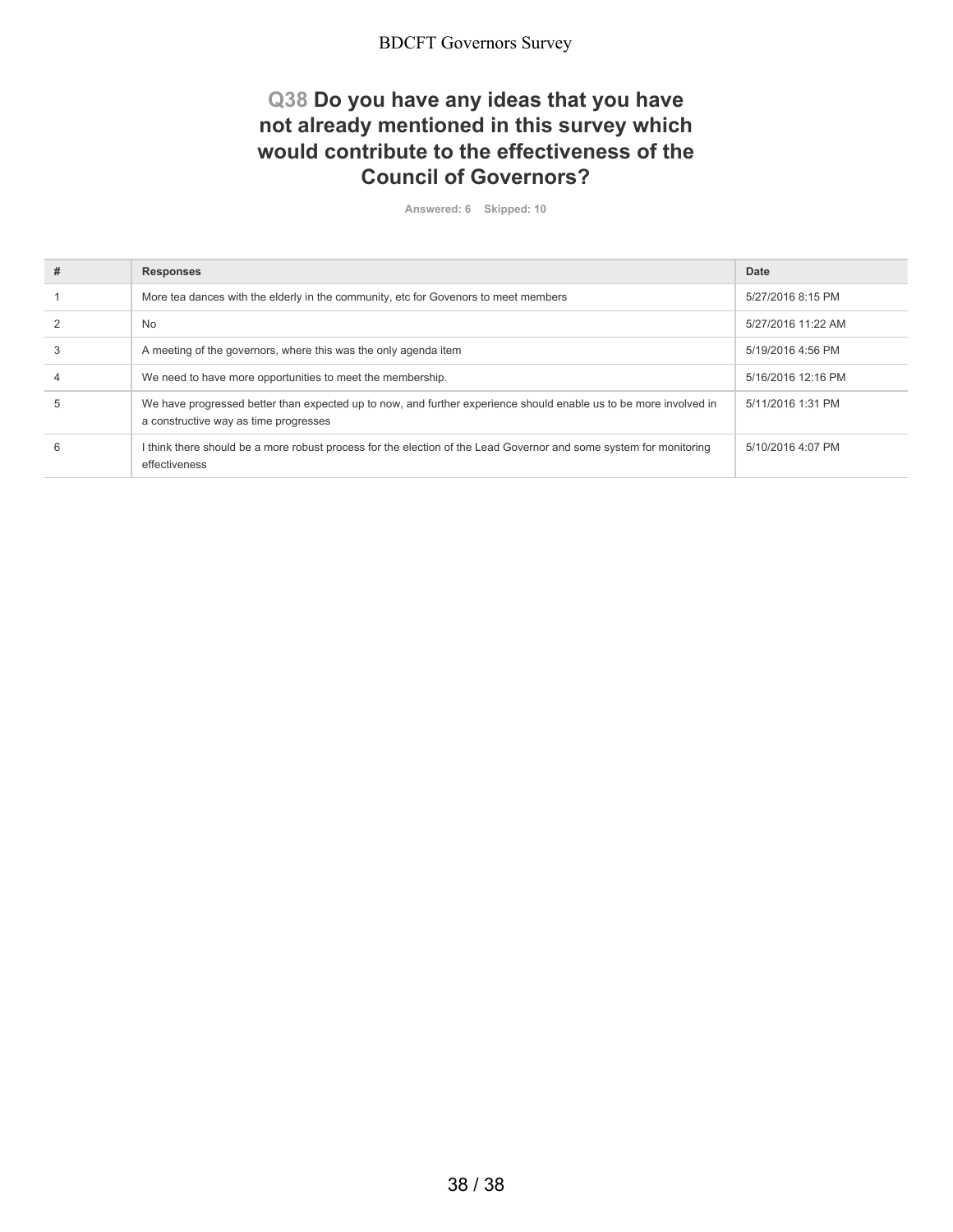## Q38 Do you have any ideas that you have not already mentioned in this survey which would contribute to the effectiveness of the Council of Governors?

Answered: 6 Skipped: 10

| # | Responses | Date |
|---|---|---|
| 1 | More tea dances with the elderly in the community, etc for Govenors to meet members | 5/27/2016 8:15 PM |
| 2 | No | 5/27/2016 11:22 AM |
| 3 | A meeting of the governors, where this was the only agenda item | 5/19/2016 4:56 PM |
| 4 | We need to have more opportunities to meet the membership. | 5/16/2016 12:16 PM |
| 5 | We have progressed better than expected up to now, and further experience should enable us to be more involved in a constructive way as time progresses | 5/11/2016 1:31 PM |
| 6 | I think there should be a more robust process for the election of the Lead Governor and some system for monitoring effectiveness | 5/10/2016 4:07 PM |